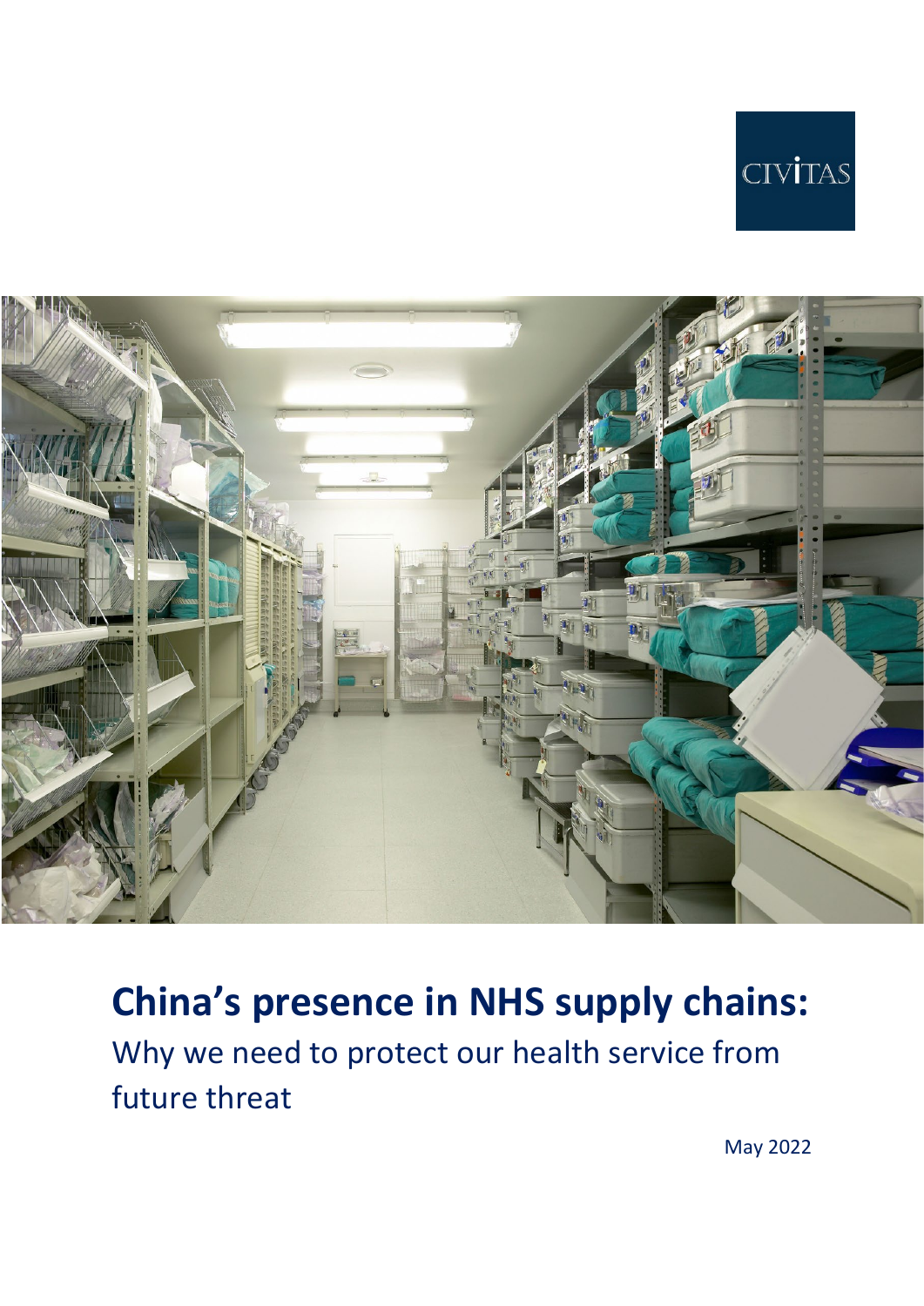CIVITAS

# China's presence in NHS supply chains:

## Why we need to protect our health service from future threat

May 2022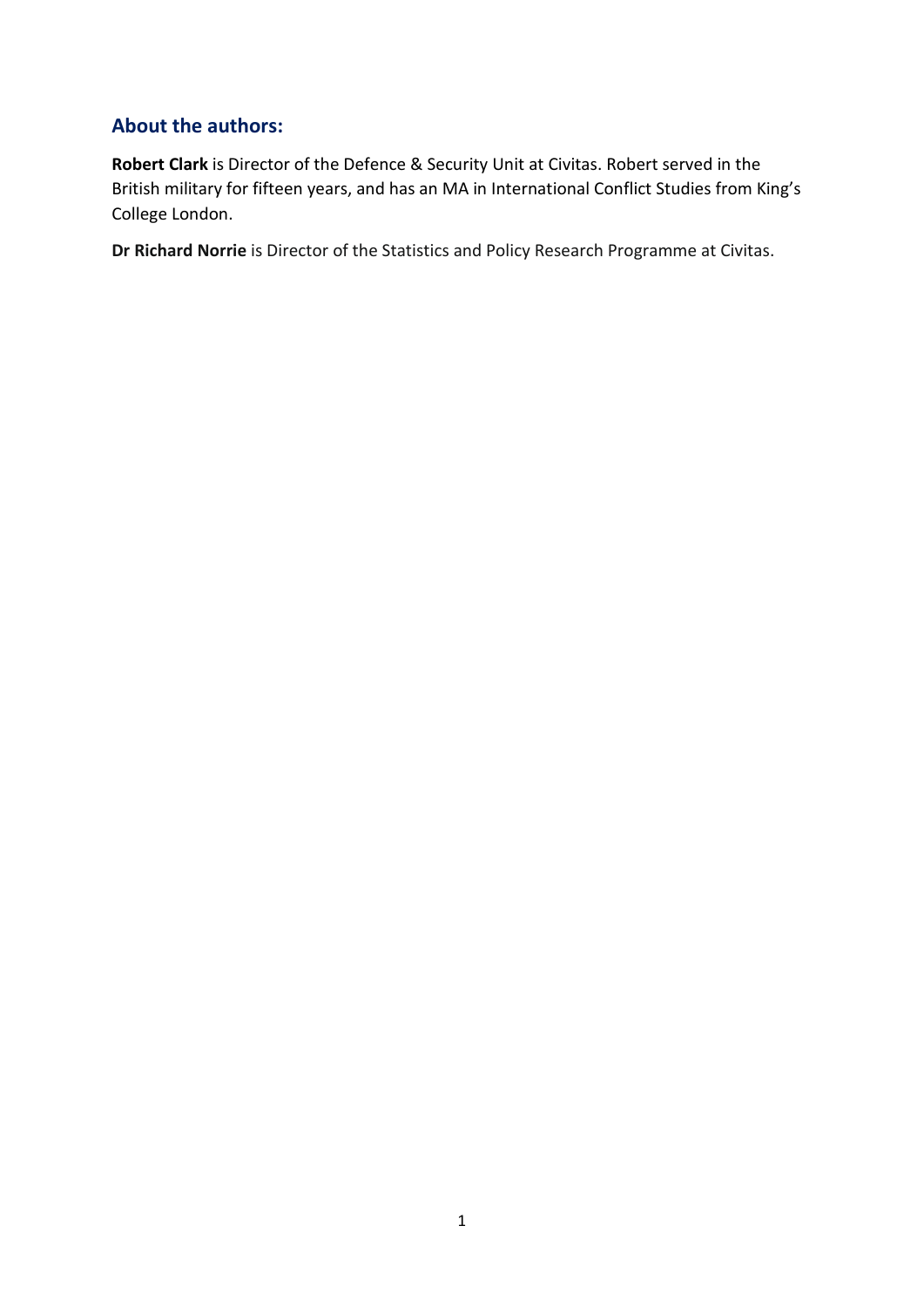## About the authors:

**Robert Clark** is Director of the Defence & Security Unit at Civitas. Robert served in the British military for fifteen years, and has an MA in International Conflict Studies from King's College London.

**Dr Richard Norrie** is Director of the Statistics and Policy Research Programme at Civitas.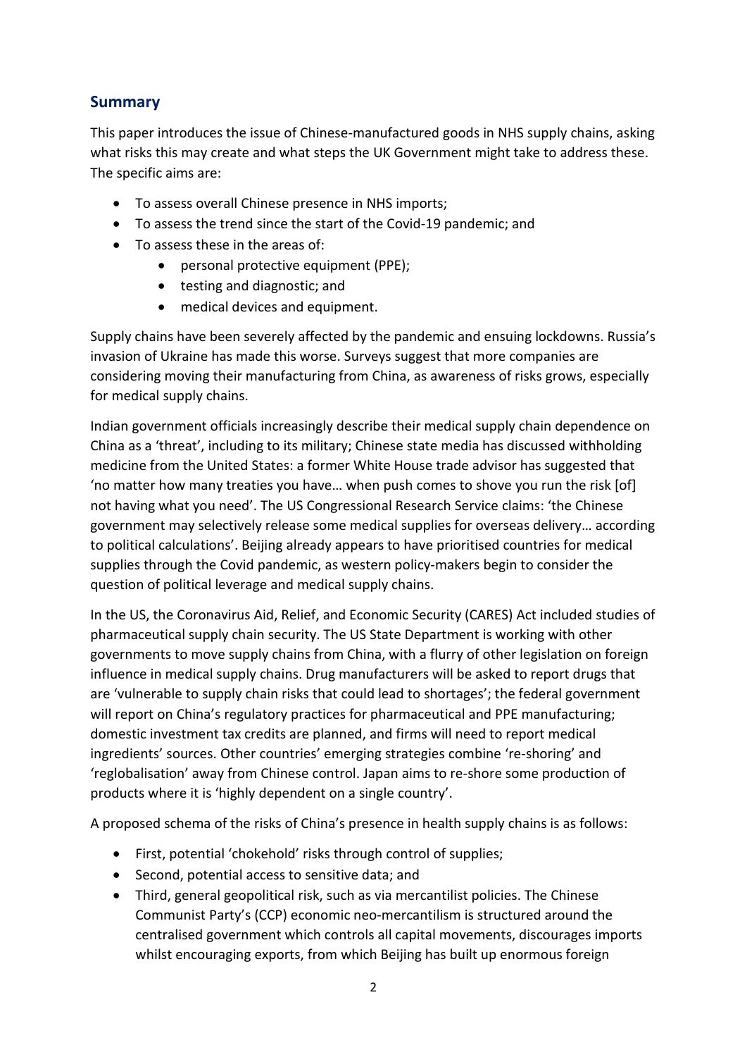## Summary

This paper introduces the issue of Chinese-manufactured goods in NHS supply chains, asking what risks this may create and what steps the UK Government might take to address these. The specific aims are:

- To assess overall Chinese presence in NHS imports;
- To assess the trend since the start of the Covid-19 pandemic; and
- To assess these in the areas of:
    - personal protective equipment (PPE);
    - testing and diagnostic; and
    - medical devices and equipment.

Supply chains have been severely affected by the pandemic and ensuing lockdowns. Russia's invasion of Ukraine has made this worse. Surveys suggest that more companies are considering moving their manufacturing from China, as awareness of risks grows, especially for medical supply chains.

Indian government officials increasingly describe their medical supply chain dependence on China as a 'threat', including to its military; Chinese state media has discussed withholding medicine from the United States: a former White House trade advisor has suggested that 'no matter how many treaties you have… when push comes to shove you run the risk [of] not having what you need'. The US Congressional Research Service claims: 'the Chinese government may selectively release some medical supplies for overseas delivery… according to political calculations'. Beijing already appears to have prioritised countries for medical supplies through the Covid pandemic, as western policy-makers begin to consider the question of political leverage and medical supply chains.

In the US, the Coronavirus Aid, Relief, and Economic Security (CARES) Act included studies of pharmaceutical supply chain security. The US State Department is working with other governments to move supply chains from China, with a flurry of other legislation on foreign influence in medical supply chains. Drug manufacturers will be asked to report drugs that are 'vulnerable to supply chain risks that could lead to shortages'; the federal government will report on China's regulatory practices for pharmaceutical and PPE manufacturing; domestic investment tax credits are planned, and firms will need to report medical ingredients' sources. Other countries' emerging strategies combine 're-shoring' and 'reglobalisation' away from Chinese control. Japan aims to re-shore some production of products where it is 'highly dependent on a single country'.

A proposed schema of the risks of China's presence in health supply chains is as follows:

- First, potential 'chokehold' risks through control of supplies;
- Second, potential access to sensitive data; and
- Third, general geopolitical risk, such as via mercantilist policies. The Chinese Communist Party's (CCP) economic neo-mercantilism is structured around the centralised government which controls all capital movements, discourages imports whilst encouraging exports, from which Beijing has built up enormous foreign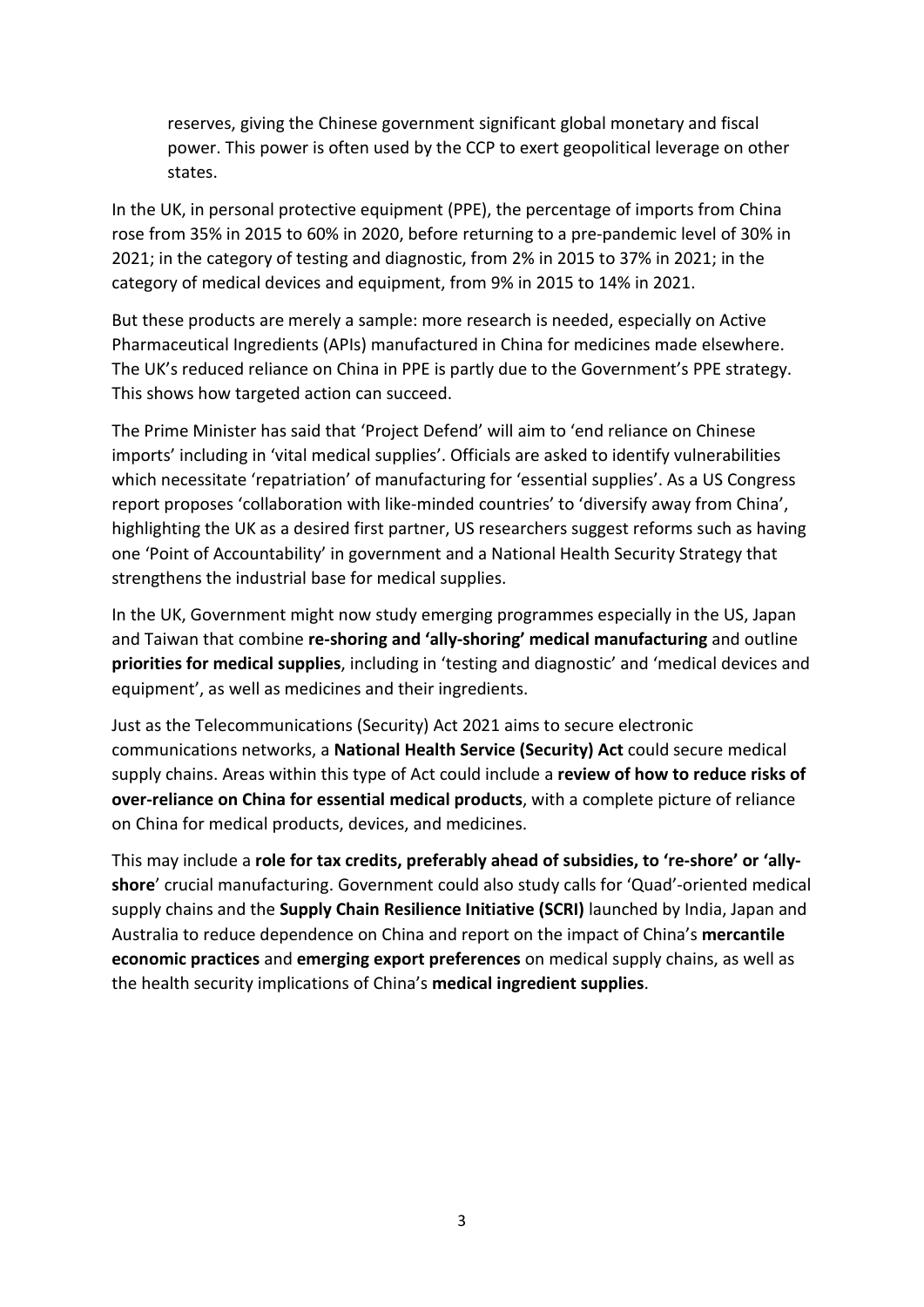reserves, giving the Chinese government significant global monetary and fiscal power. This power is often used by the CCP to exert geopolitical leverage on other states.

In the UK, in personal protective equipment (PPE), the percentage of imports from China rose from 35% in 2015 to 60% in 2020, before returning to a pre-pandemic level of 30% in 2021; in the category of testing and diagnostic, from 2% in 2015 to 37% in 2021; in the category of medical devices and equipment, from 9% in 2015 to 14% in 2021.

But these products are merely a sample: more research is needed, especially on Active Pharmaceutical Ingredients (APIs) manufactured in China for medicines made elsewhere. The UK's reduced reliance on China in PPE is partly due to the Government's PPE strategy. This shows how targeted action can succeed.

The Prime Minister has said that 'Project Defend' will aim to 'end reliance on Chinese imports' including in 'vital medical supplies'. Officials are asked to identify vulnerabilities which necessitate 'repatriation' of manufacturing for 'essential supplies'. As a US Congress report proposes 'collaboration with like-minded countries' to 'diversify away from China', highlighting the UK as a desired first partner, US researchers suggest reforms such as having one 'Point of Accountability' in government and a National Health Security Strategy that strengthens the industrial base for medical supplies.

In the UK, Government might now study emerging programmes especially in the US, Japan and Taiwan that combine **re-shoring and 'ally-shoring' medical manufacturing** and outline **priorities for medical supplies**, including in 'testing and diagnostic' and 'medical devices and equipment', as well as medicines and their ingredients.

Just as the Telecommunications (Security) Act 2021 aims to secure electronic communications networks, a **National Health Service (Security) Act** could secure medical supply chains. Areas within this type of Act could include a **review of how to reduce risks of over-reliance on China for essential medical products**, with a complete picture of reliance on China for medical products, devices, and medicines.

This may include a **role for tax credits, preferably ahead of subsidies, to 're-shore' or 'ally-shore**' crucial manufacturing. Government could also study calls for 'Quad'-oriented medical supply chains and the **Supply Chain Resilience Initiative (SCRI)** launched by India, Japan and Australia to reduce dependence on China and report on the impact of China's **mercantile economic practices** and **emerging export preferences** on medical supply chains, as well as the health security implications of China's **medical ingredient supplies**.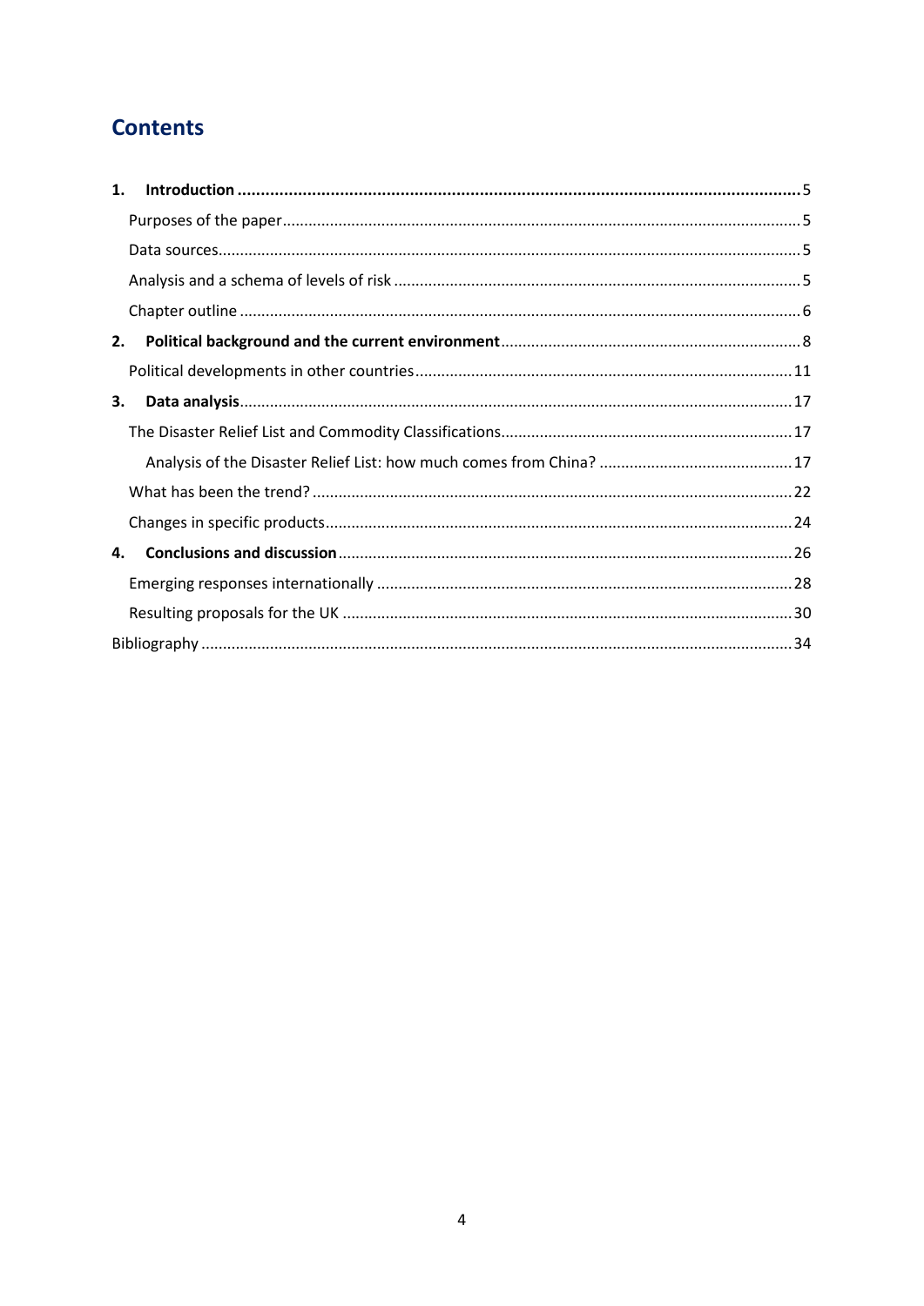# Contents

1. **Introduction** ... 5
   - Purposes of the paper ... 5
   - Data sources ... 5
   - Analysis and a schema of levels of risk ... 5
   - Chapter outline ... 6
2. **Political background and the current environment** ... 8
   - Political developments in other countries ... 11
3. **Data analysis** ... 17
   - The Disaster Relief List and Commodity Classifications ... 17
     - Analysis of the Disaster Relief List: how much comes from China? ... 17
   - What has been the trend? ... 22
   - Changes in specific products ... 24
4. **Conclusions and discussion** ... 26
   - Emerging responses internationally ... 28
   - Resulting proposals for the UK ... 30

Bibliography ... 34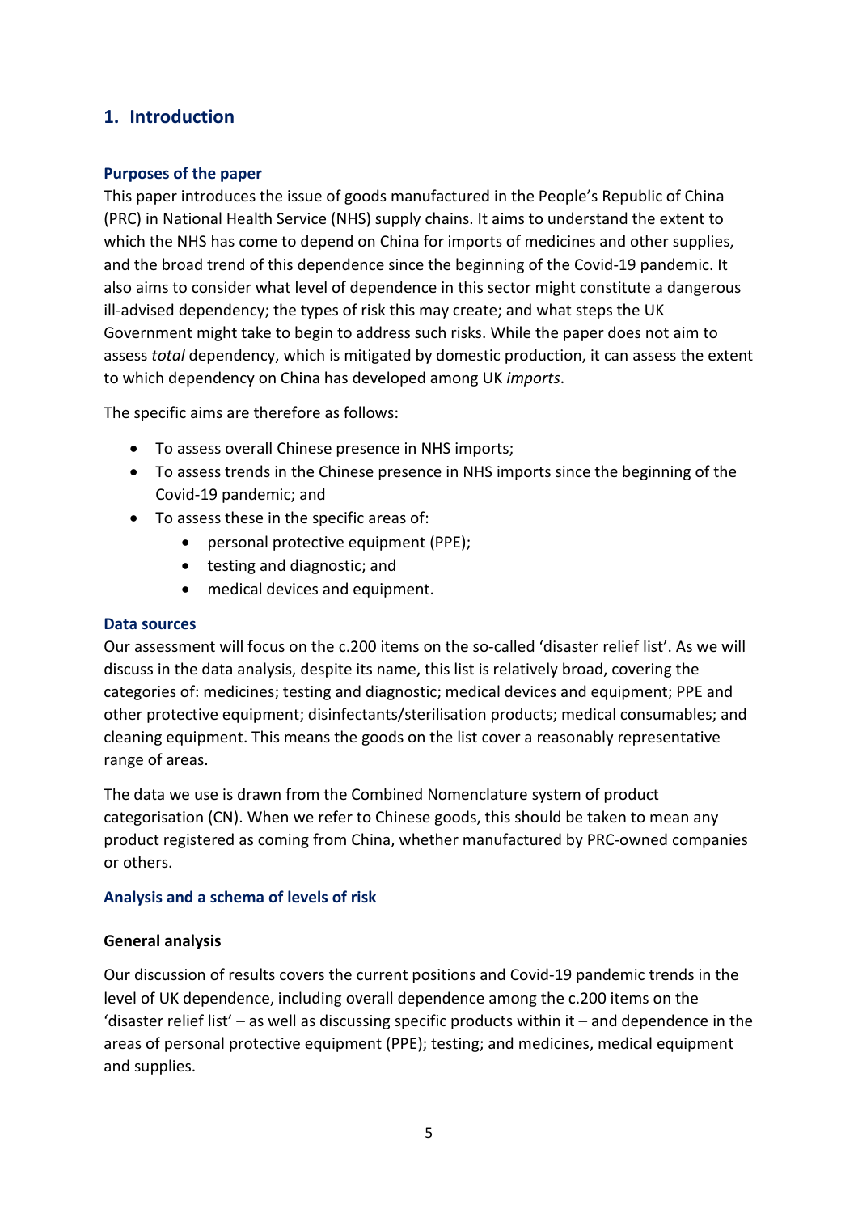## 1. Introduction

### Purposes of the paper

This paper introduces the issue of goods manufactured in the People's Republic of China (PRC) in National Health Service (NHS) supply chains. It aims to understand the extent to which the NHS has come to depend on China for imports of medicines and other supplies, and the broad trend of this dependence since the beginning of the Covid-19 pandemic. It also aims to consider what level of dependence in this sector might constitute a dangerous ill-advised dependency; the types of risk this may create; and what steps the UK Government might take to begin to address such risks. While the paper does not aim to assess *total* dependency, which is mitigated by domestic production, it can assess the extent to which dependency on China has developed among UK *imports*.

The specific aims are therefore as follows:

- To assess overall Chinese presence in NHS imports;
- To assess trends in the Chinese presence in NHS imports since the beginning of the Covid-19 pandemic; and
- To assess these in the specific areas of:
    - personal protective equipment (PPE);
    - testing and diagnostic; and
    - medical devices and equipment.

### Data sources

Our assessment will focus on the c.200 items on the so-called 'disaster relief list'. As we will discuss in the data analysis, despite its name, this list is relatively broad, covering the categories of: medicines; testing and diagnostic; medical devices and equipment; PPE and other protective equipment; disinfectants/sterilisation products; medical consumables; and cleaning equipment. This means the goods on the list cover a reasonably representative range of areas.

The data we use is drawn from the Combined Nomenclature system of product categorisation (CN). When we refer to Chinese goods, this should be taken to mean any product registered as coming from China, whether manufactured by PRC-owned companies or others.

### Analysis and a schema of levels of risk

#### General analysis

Our discussion of results covers the current positions and Covid-19 pandemic trends in the level of UK dependence, including overall dependence among the c.200 items on the 'disaster relief list' – as well as discussing specific products within it – and dependence in the areas of personal protective equipment (PPE); testing; and medicines, medical equipment and supplies.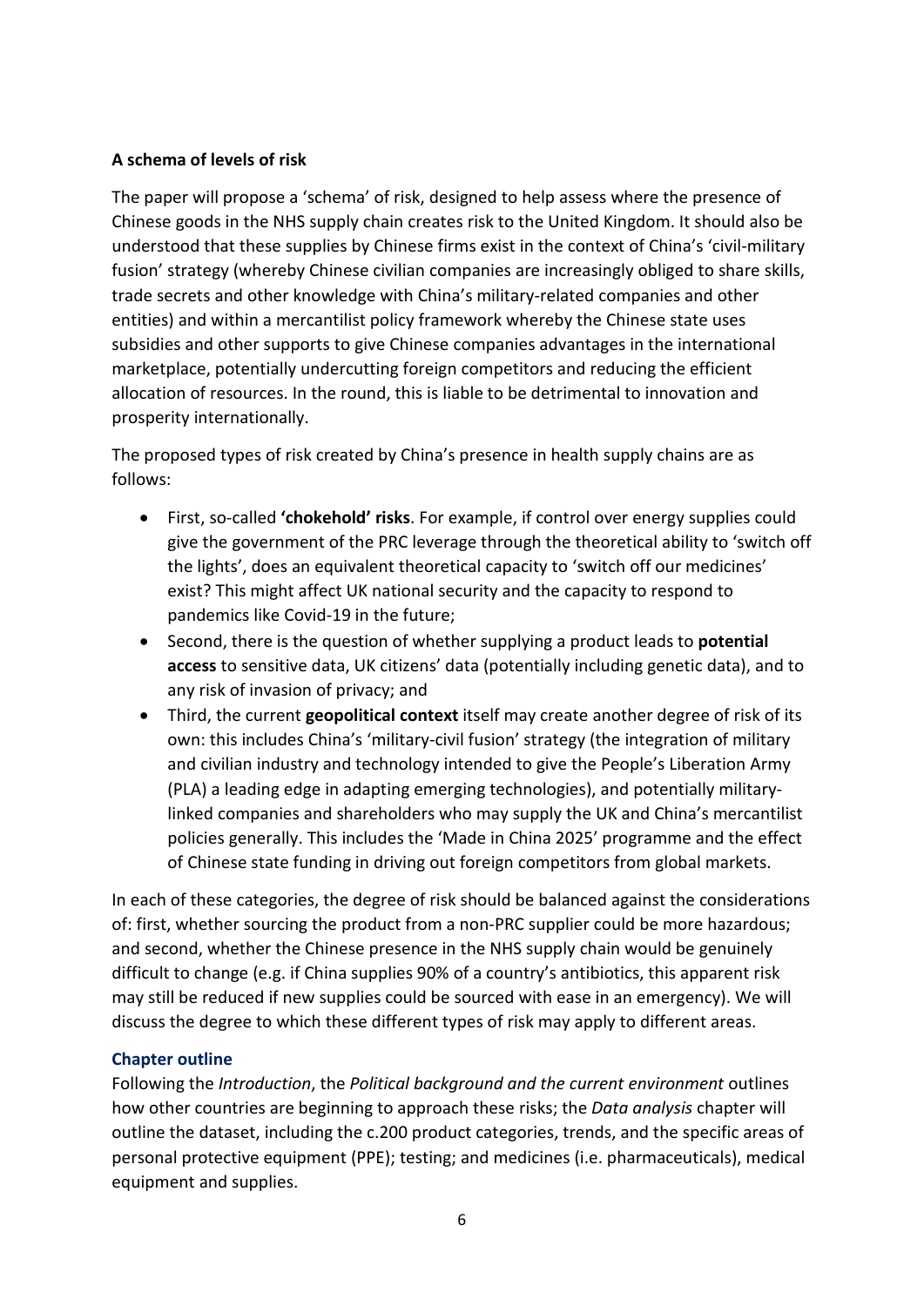## A schema of levels of risk

The paper will propose a 'schema' of risk, designed to help assess where the presence of Chinese goods in the NHS supply chain creates risk to the United Kingdom. It should also be understood that these supplies by Chinese firms exist in the context of China's 'civil-military fusion' strategy (whereby Chinese civilian companies are increasingly obliged to share skills, trade secrets and other knowledge with China's military-related companies and other entities) and within a mercantilist policy framework whereby the Chinese state uses subsidies and other supports to give Chinese companies advantages in the international marketplace, potentially undercutting foreign competitors and reducing the efficient allocation of resources. In the round, this is liable to be detrimental to innovation and prosperity internationally.

The proposed types of risk created by China's presence in health supply chains are as follows:

- First, so-called **'chokehold' risks**. For example, if control over energy supplies could give the government of the PRC leverage through the theoretical ability to 'switch off the lights', does an equivalent theoretical capacity to 'switch off our medicines' exist? This might affect UK national security and the capacity to respond to pandemics like Covid-19 in the future;
- Second, there is the question of whether supplying a product leads to **potential access** to sensitive data, UK citizens' data (potentially including genetic data), and to any risk of invasion of privacy; and
- Third, the current **geopolitical context** itself may create another degree of risk of its own: this includes China's 'military-civil fusion' strategy (the integration of military and civilian industry and technology intended to give the People's Liberation Army (PLA) a leading edge in adapting emerging technologies), and potentially military-linked companies and shareholders who may supply the UK and China's mercantilist policies generally. This includes the 'Made in China 2025' programme and the effect of Chinese state funding in driving out foreign competitors from global markets.

In each of these categories, the degree of risk should be balanced against the considerations of: first, whether sourcing the product from a non-PRC supplier could be more hazardous; and second, whether the Chinese presence in the NHS supply chain would be genuinely difficult to change (e.g. if China supplies 90% of a country's antibiotics, this apparent risk may still be reduced if new supplies could be sourced with ease in an emergency). We will discuss the degree to which these different types of risk may apply to different areas.

### Chapter outline

Following the *Introduction*, the *Political background and the current environment* outlines how other countries are beginning to approach these risks; the *Data analysis* chapter will outline the dataset, including the c.200 product categories, trends, and the specific areas of personal protective equipment (PPE); testing; and medicines (i.e. pharmaceuticals), medical equipment and supplies.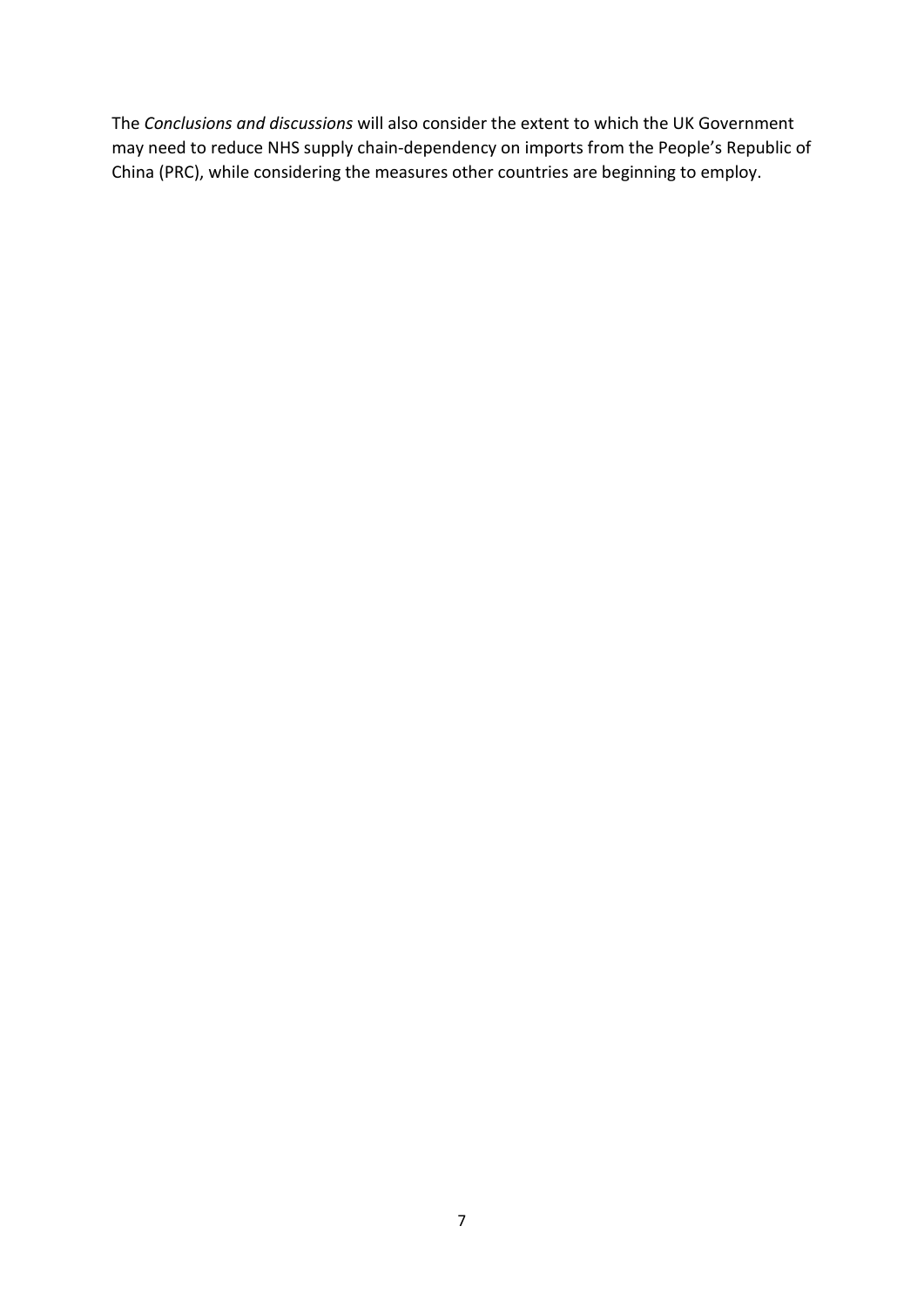The *Conclusions and discussions* will also consider the extent to which the UK Government may need to reduce NHS supply chain-dependency on imports from the People's Republic of China (PRC), while considering the measures other countries are beginning to employ.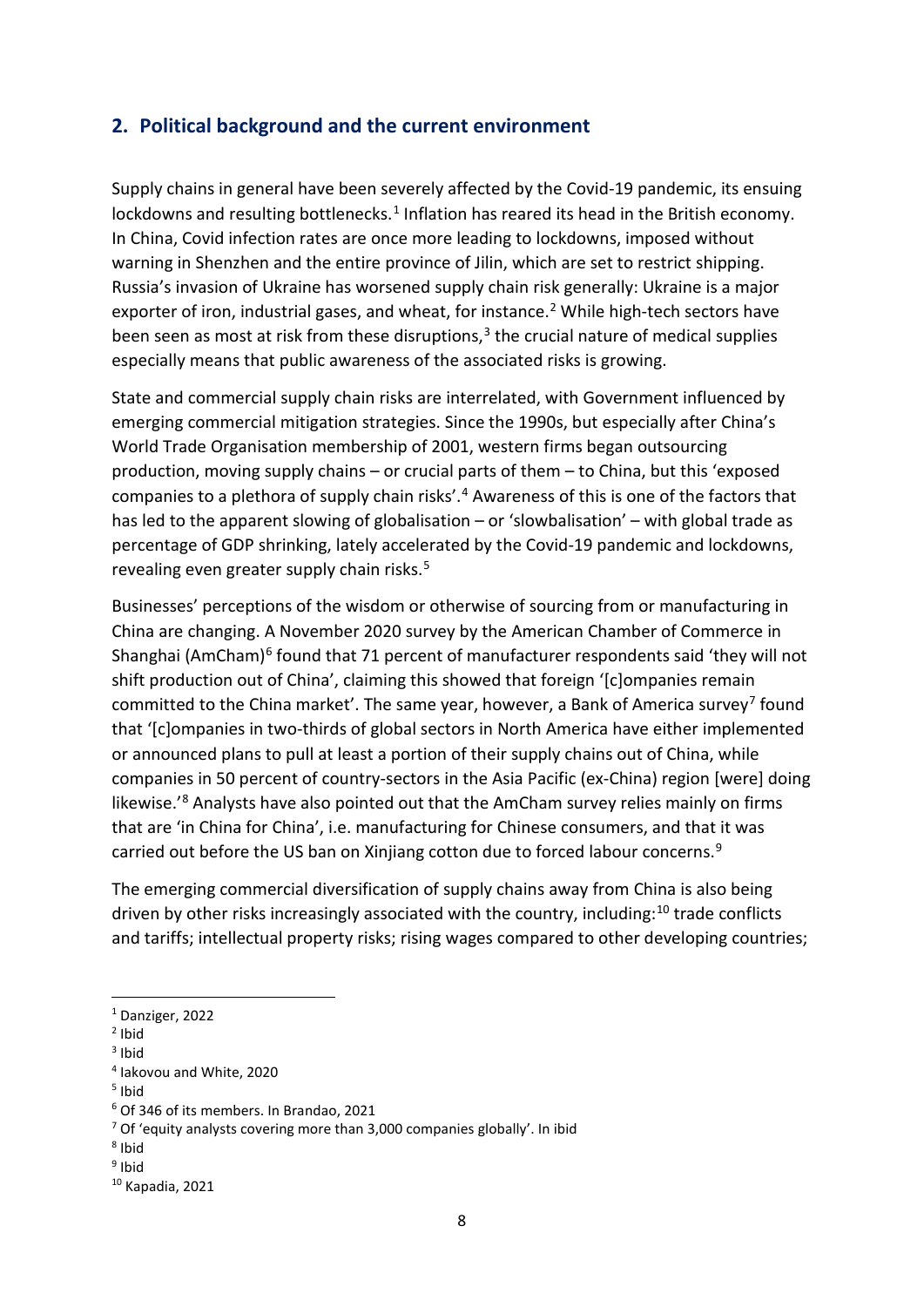## 2. Political background and the current environment

Supply chains in general have been severely affected by the Covid-19 pandemic, its ensuing lockdowns and resulting bottlenecks.[1] Inflation has reared its head in the British economy. In China, Covid infection rates are once more leading to lockdowns, imposed without warning in Shenzhen and the entire province of Jilin, which are set to restrict shipping. Russia's invasion of Ukraine has worsened supply chain risk generally: Ukraine is a major exporter of iron, industrial gases, and wheat, for instance.[2] While high-tech sectors have been seen as most at risk from these disruptions,[3] the crucial nature of medical supplies especially means that public awareness of the associated risks is growing.

State and commercial supply chain risks are interrelated, with Government influenced by emerging commercial mitigation strategies. Since the 1990s, but especially after China's World Trade Organisation membership of 2001, western firms began outsourcing production, moving supply chains – or crucial parts of them – to China, but this 'exposed companies to a plethora of supply chain risks'.[4] Awareness of this is one of the factors that has led to the apparent slowing of globalisation – or 'slowbalisation' – with global trade as percentage of GDP shrinking, lately accelerated by the Covid-19 pandemic and lockdowns, revealing even greater supply chain risks.[5]

Businesses' perceptions of the wisdom or otherwise of sourcing from or manufacturing in China are changing. A November 2020 survey by the American Chamber of Commerce in Shanghai (AmCham)[6] found that 71 percent of manufacturer respondents said 'they will not shift production out of China', claiming this showed that foreign '[c]ompanies remain committed to the China market'. The same year, however, a Bank of America survey[7] found that '[c]ompanies in two-thirds of global sectors in North America have either implemented or announced plans to pull at least a portion of their supply chains out of China, while companies in 50 percent of country-sectors in the Asia Pacific (ex-China) region [were] doing likewise.'[8] Analysts have also pointed out that the AmCham survey relies mainly on firms that are 'in China for China', i.e. manufacturing for Chinese consumers, and that it was carried out before the US ban on Xinjiang cotton due to forced labour concerns.[9]

The emerging commercial diversification of supply chains away from China is also being driven by other risks increasingly associated with the country, including:[10] trade conflicts and tariffs; intellectual property risks; rising wages compared to other developing countries;

[1] Danziger, 2022

[2] Ibid

[3] Ibid

[4] Iakovou and White, 2020

[5] Ibid

[6] Of 346 of its members. In Brandao, 2021

[7] Of 'equity analysts covering more than 3,000 companies globally'. In ibid

[8] Ibid

[9] Ibid

[10] Kapadia, 2021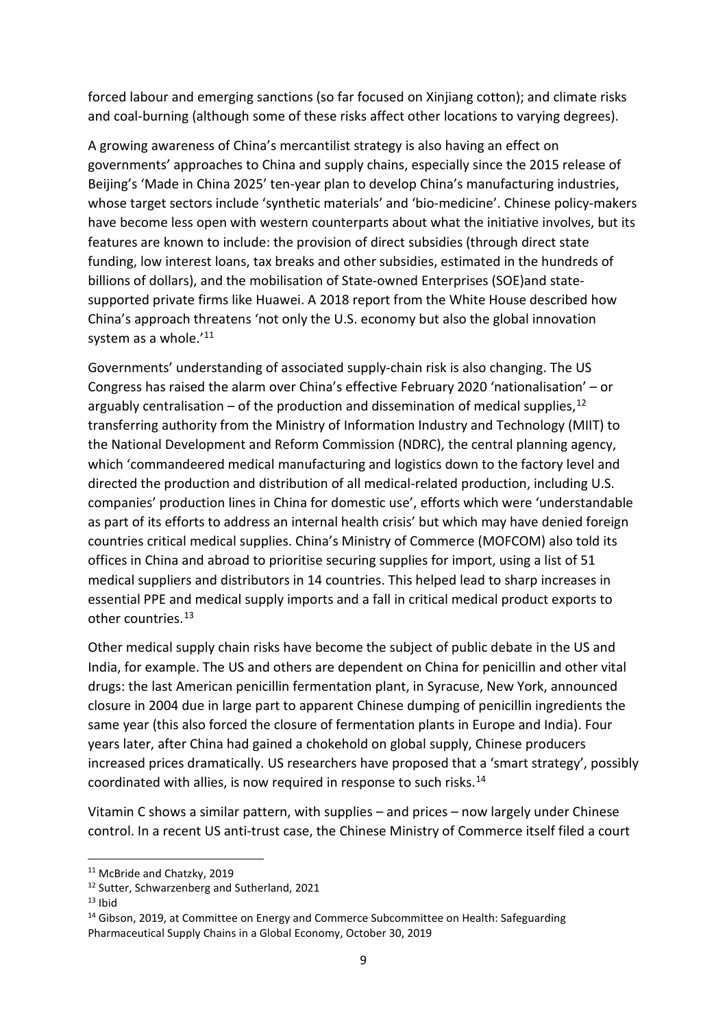forced labour and emerging sanctions (so far focused on Xinjiang cotton); and climate risks and coal-burning (although some of these risks affect other locations to varying degrees).

A growing awareness of China's mercantilist strategy is also having an effect on governments' approaches to China and supply chains, especially since the 2015 release of Beijing's 'Made in China 2025' ten-year plan to develop China's manufacturing industries, whose target sectors include 'synthetic materials' and 'bio-medicine'. Chinese policy-makers have become less open with western counterparts about what the initiative involves, but its features are known to include: the provision of direct subsidies (through direct state funding, low interest loans, tax breaks and other subsidies, estimated in the hundreds of billions of dollars), and the mobilisation of State-owned Enterprises (SOE)and state-supported private firms like Huawei. A 2018 report from the White House described how China's approach threatens 'not only the U.S. economy but also the global innovation system as a whole.'[11]

Governments' understanding of associated supply-chain risk is also changing. The US Congress has raised the alarm over China's effective February 2020 'nationalisation' – or arguably centralisation – of the production and dissemination of medical supplies,[12] transferring authority from the Ministry of Information Industry and Technology (MIIT) to the National Development and Reform Commission (NDRC), the central planning agency, which 'commandeered medical manufacturing and logistics down to the factory level and directed the production and distribution of all medical-related production, including U.S. companies' production lines in China for domestic use', efforts which were 'understandable as part of its efforts to address an internal health crisis' but which may have denied foreign countries critical medical supplies. China's Ministry of Commerce (MOFCOM) also told its offices in China and abroad to prioritise securing supplies for import, using a list of 51 medical suppliers and distributors in 14 countries. This helped lead to sharp increases in essential PPE and medical supply imports and a fall in critical medical product exports to other countries.[13]

Other medical supply chain risks have become the subject of public debate in the US and India, for example. The US and others are dependent on China for penicillin and other vital drugs: the last American penicillin fermentation plant, in Syracuse, New York, announced closure in 2004 due in large part to apparent Chinese dumping of penicillin ingredients the same year (this also forced the closure of fermentation plants in Europe and India). Four years later, after China had gained a chokehold on global supply, Chinese producers increased prices dramatically. US researchers have proposed that a 'smart strategy', possibly coordinated with allies, is now required in response to such risks.[14]

Vitamin C shows a similar pattern, with supplies – and prices – now largely under Chinese control. In a recent US anti-trust case, the Chinese Ministry of Commerce itself filed a court

---

[11] McBride and Chatzky, 2019

[12] Sutter, Schwarzenberg and Sutherland, 2021

[13] Ibid

[14] Gibson, 2019, at Committee on Energy and Commerce Subcommittee on Health: Safeguarding Pharmaceutical Supply Chains in a Global Economy, October 30, 2019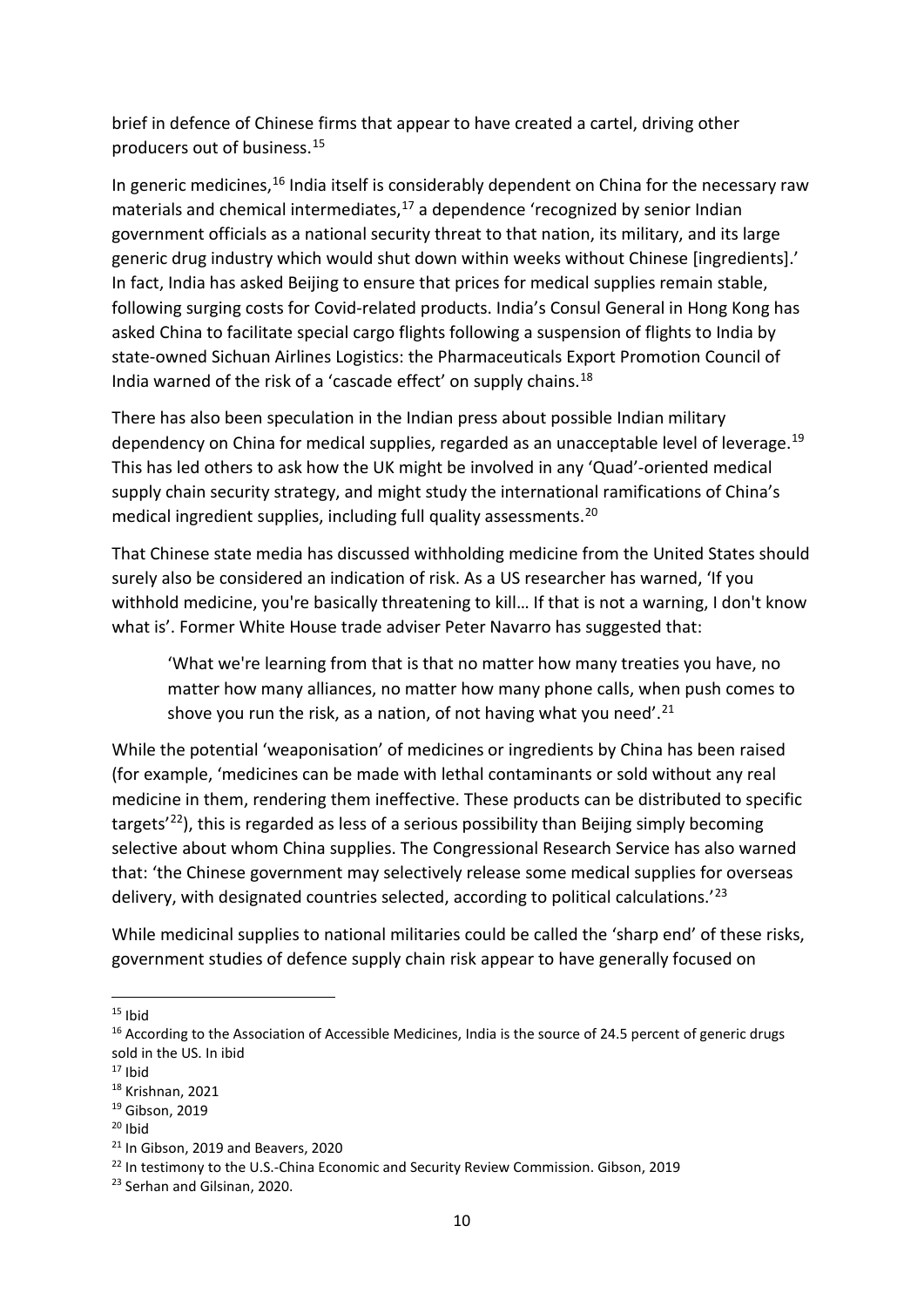brief in defence of Chinese firms that appear to have created a cartel, driving other producers out of business.[15]

In generic medicines,[16] India itself is considerably dependent on China for the necessary raw materials and chemical intermediates,[17] a dependence 'recognized by senior Indian government officials as a national security threat to that nation, its military, and its large generic drug industry which would shut down within weeks without Chinese [ingredients].' In fact, India has asked Beijing to ensure that prices for medical supplies remain stable, following surging costs for Covid-related products. India's Consul General in Hong Kong has asked China to facilitate special cargo flights following a suspension of flights to India by state-owned Sichuan Airlines Logistics: the Pharmaceuticals Export Promotion Council of India warned of the risk of a 'cascade effect' on supply chains.[18]

There has also been speculation in the Indian press about possible Indian military dependency on China for medical supplies, regarded as an unacceptable level of leverage.[19] This has led others to ask how the UK might be involved in any 'Quad'-oriented medical supply chain security strategy, and might study the international ramifications of China's medical ingredient supplies, including full quality assessments.[20]

That Chinese state media has discussed withholding medicine from the United States should surely also be considered an indication of risk. As a US researcher has warned, 'If you withhold medicine, you're basically threatening to kill… If that is not a warning, I don't know what is'. Former White House trade adviser Peter Navarro has suggested that:

> 'What we're learning from that is that no matter how many treaties you have, no matter how many alliances, no matter how many phone calls, when push comes to shove you run the risk, as a nation, of not having what you need'.[21]

While the potential 'weaponisation' of medicines or ingredients by China has been raised (for example, 'medicines can be made with lethal contaminants or sold without any real medicine in them, rendering them ineffective. These products can be distributed to specific targets'[22]), this is regarded as less of a serious possibility than Beijing simply becoming selective about whom China supplies. The Congressional Research Service has also warned that: 'the Chinese government may selectively release some medical supplies for overseas delivery, with designated countries selected, according to political calculations.'[23]

While medicinal supplies to national militaries could be called the 'sharp end' of these risks, government studies of defence supply chain risk appear to have generally focused on

---

[15] Ibid

[16] According to the Association of Accessible Medicines, India is the source of 24.5 percent of generic drugs sold in the US. In ibid

[17] Ibid

[18] Krishnan, 2021

[19] Gibson, 2019

[20] Ibid

[21] In Gibson, 2019 and Beavers, 2020

[22] In testimony to the U.S.-China Economic and Security Review Commission. Gibson, 2019

[23] Serhan and Gilsinan, 2020.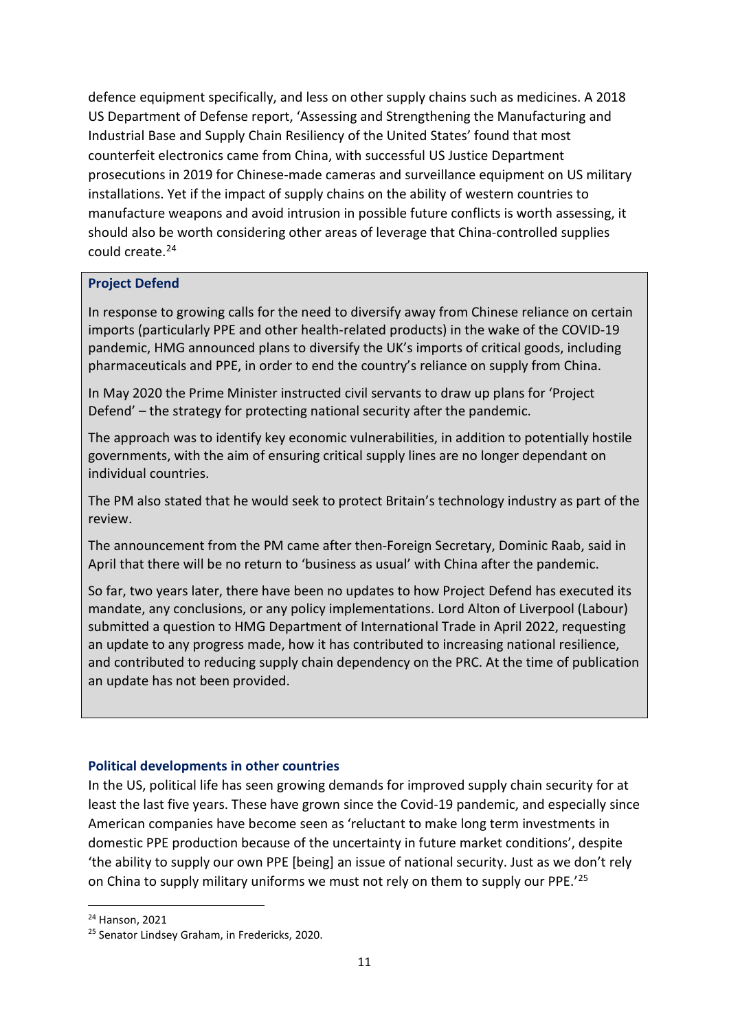defence equipment specifically, and less on other supply chains such as medicines. A 2018 US Department of Defense report, 'Assessing and Strengthening the Manufacturing and Industrial Base and Supply Chain Resiliency of the United States' found that most counterfeit electronics came from China, with successful US Justice Department prosecutions in 2019 for Chinese-made cameras and surveillance equipment on US military installations. Yet if the impact of supply chains on the ability of western countries to manufacture weapons and avoid intrusion in possible future conflicts is worth assessing, it should also be worth considering other areas of leverage that China-controlled supplies could create.[24]

> **Project Defend**
>
> In response to growing calls for the need to diversify away from Chinese reliance on certain imports (particularly PPE and other health-related products) in the wake of the COVID-19 pandemic, HMG announced plans to diversify the UK's imports of critical goods, including pharmaceuticals and PPE, in order to end the country's reliance on supply from China.
>
> In May 2020 the Prime Minister instructed civil servants to draw up plans for 'Project Defend' – the strategy for protecting national security after the pandemic.
>
> The approach was to identify key economic vulnerabilities, in addition to potentially hostile governments, with the aim of ensuring critical supply lines are no longer dependant on individual countries.
>
> The PM also stated that he would seek to protect Britain's technology industry as part of the review.
>
> The announcement from the PM came after then-Foreign Secretary, Dominic Raab, said in April that there will be no return to 'business as usual' with China after the pandemic.
>
> So far, two years later, there have been no updates to how Project Defend has executed its mandate, any conclusions, or any policy implementations. Lord Alton of Liverpool (Labour) submitted a question to HMG Department of International Trade in April 2022, requesting an update to any progress made, how it has contributed to increasing national resilience, and contributed to reducing supply chain dependency on the PRC. At the time of publication an update has not been provided.

### Political developments in other countries

In the US, political life has seen growing demands for improved supply chain security for at least the last five years. These have grown since the Covid-19 pandemic, and especially since American companies have become seen as 'reluctant to make long term investments in domestic PPE production because of the uncertainty in future market conditions', despite 'the ability to supply our own PPE [being] an issue of national security. Just as we don't rely on China to supply military uniforms we must not rely on them to supply our PPE.'[25]

---

[24] Hanson, 2021

[25] Senator Lindsey Graham, in Fredericks, 2020.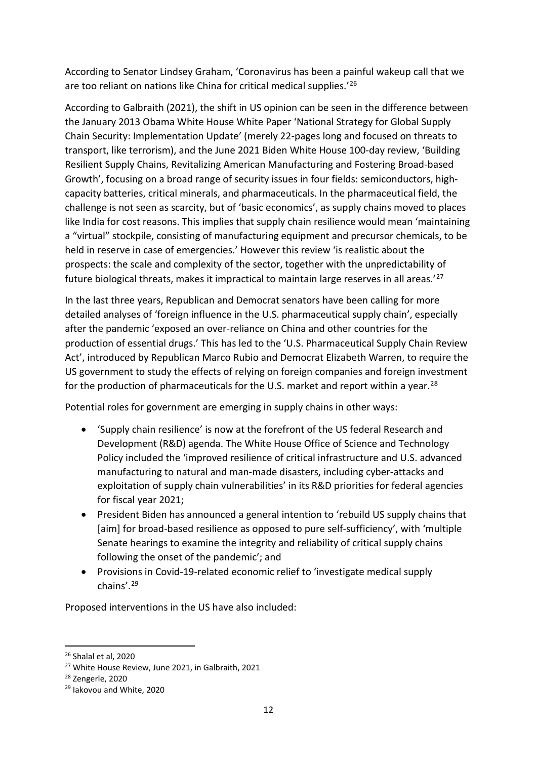According to Senator Lindsey Graham, 'Coronavirus has been a painful wakeup call that we are too reliant on nations like China for critical medical supplies.'[26]

According to Galbraith (2021), the shift in US opinion can be seen in the difference between the January 2013 Obama White House White Paper 'National Strategy for Global Supply Chain Security: Implementation Update' (merely 22-pages long and focused on threats to transport, like terrorism), and the June 2021 Biden White House 100-day review, 'Building Resilient Supply Chains, Revitalizing American Manufacturing and Fostering Broad-based Growth', focusing on a broad range of security issues in four fields: semiconductors, high-capacity batteries, critical minerals, and pharmaceuticals. In the pharmaceutical field, the challenge is not seen as scarcity, but of 'basic economics', as supply chains moved to places like India for cost reasons. This implies that supply chain resilience would mean 'maintaining a "virtual" stockpile, consisting of manufacturing equipment and precursor chemicals, to be held in reserve in case of emergencies.' However this review 'is realistic about the prospects: the scale and complexity of the sector, together with the unpredictability of future biological threats, makes it impractical to maintain large reserves in all areas.'[27]

In the last three years, Republican and Democrat senators have been calling for more detailed analyses of 'foreign influence in the U.S. pharmaceutical supply chain', especially after the pandemic 'exposed an over-reliance on China and other countries for the production of essential drugs.' This has led to the 'U.S. Pharmaceutical Supply Chain Review Act', introduced by Republican Marco Rubio and Democrat Elizabeth Warren, to require the US government to study the effects of relying on foreign companies and foreign investment for the production of pharmaceuticals for the U.S. market and report within a year.[28]

Potential roles for government are emerging in supply chains in other ways:

- 'Supply chain resilience' is now at the forefront of the US federal Research and Development (R&D) agenda. The White House Office of Science and Technology Policy included the 'improved resilience of critical infrastructure and U.S. advanced manufacturing to natural and man-made disasters, including cyber-attacks and exploitation of supply chain vulnerabilities' in its R&D priorities for federal agencies for fiscal year 2021;
- President Biden has announced a general intention to 'rebuild US supply chains that [aim] for broad-based resilience as opposed to pure self-sufficiency', with 'multiple Senate hearings to examine the integrity and reliability of critical supply chains following the onset of the pandemic'; and
- Provisions in Covid-19-related economic relief to 'investigate medical supply chains'.[29]

Proposed interventions in the US have also included:

---

[26] Shalal et al, 2020

[27] White House Review, June 2021, in Galbraith, 2021

[28] Zengerle, 2020

[29] Iakovou and White, 2020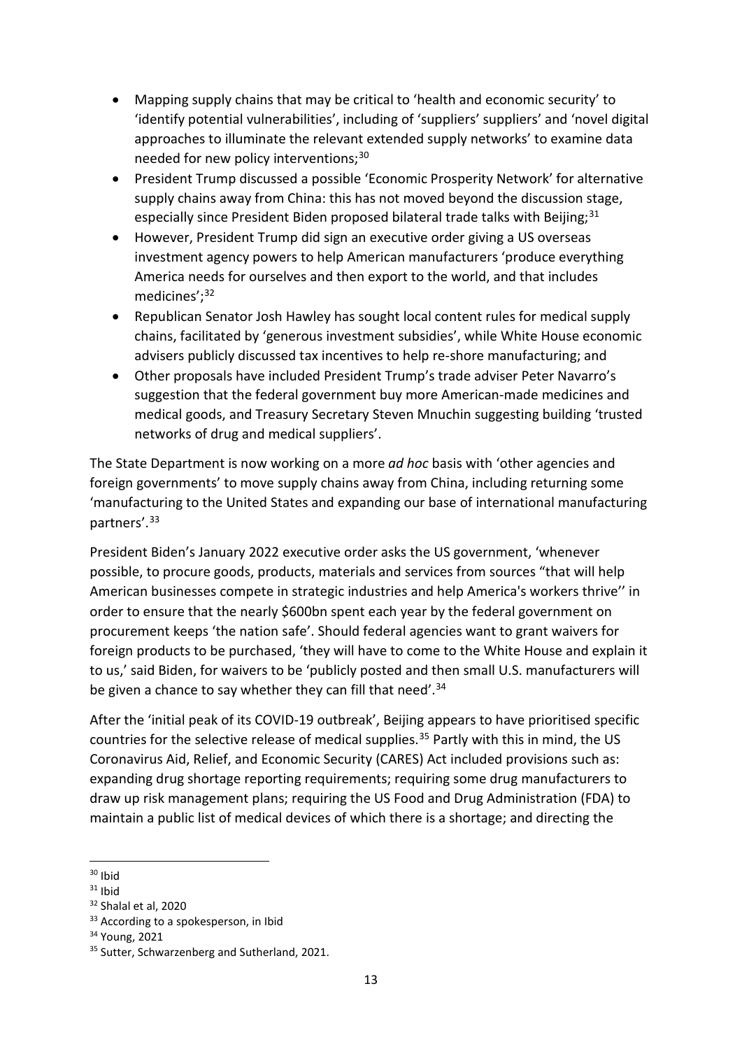- Mapping supply chains that may be critical to 'health and economic security' to 'identify potential vulnerabilities', including of 'suppliers' suppliers' and 'novel digital approaches to illuminate the relevant extended supply networks' to examine data needed for new policy interventions;[30]
- President Trump discussed a possible 'Economic Prosperity Network' for alternative supply chains away from China: this has not moved beyond the discussion stage, especially since President Biden proposed bilateral trade talks with Beijing;[31]
- However, President Trump did sign an executive order giving a US overseas investment agency powers to help American manufacturers 'produce everything America needs for ourselves and then export to the world, and that includes medicines';[32]
- Republican Senator Josh Hawley has sought local content rules for medical supply chains, facilitated by 'generous investment subsidies', while White House economic advisers publicly discussed tax incentives to help re-shore manufacturing; and
- Other proposals have included President Trump's trade adviser Peter Navarro's suggestion that the federal government buy more American-made medicines and medical goods, and Treasury Secretary Steven Mnuchin suggesting building 'trusted networks of drug and medical suppliers'.

The State Department is now working on a more *ad hoc* basis with 'other agencies and foreign governments' to move supply chains away from China, including returning some 'manufacturing to the United States and expanding our base of international manufacturing partners'.[33]

President Biden's January 2022 executive order asks the US government, 'whenever possible, to procure goods, products, materials and services from sources "that will help American businesses compete in strategic industries and help America's workers thrive'' in order to ensure that the nearly $600bn spent each year by the federal government on procurement keeps 'the nation safe'. Should federal agencies want to grant waivers for foreign products to be purchased, 'they will have to come to the White House and explain it to us,' said Biden, for waivers to be 'publicly posted and then small U.S. manufacturers will be given a chance to say whether they can fill that need'.[34]

After the 'initial peak of its COVID-19 outbreak', Beijing appears to have prioritised specific countries for the selective release of medical supplies.[35] Partly with this in mind, the US Coronavirus Aid, Relief, and Economic Security (CARES) Act included provisions such as: expanding drug shortage reporting requirements; requiring some drug manufacturers to draw up risk management plans; requiring the US Food and Drug Administration (FDA) to maintain a public list of medical devices of which there is a shortage; and directing the

[30] Ibid

[31] Ibid

[32] Shalal et al, 2020

[33] According to a spokesperson, in Ibid

[34] Young, 2021

[35] Sutter, Schwarzenberg and Sutherland, 2021.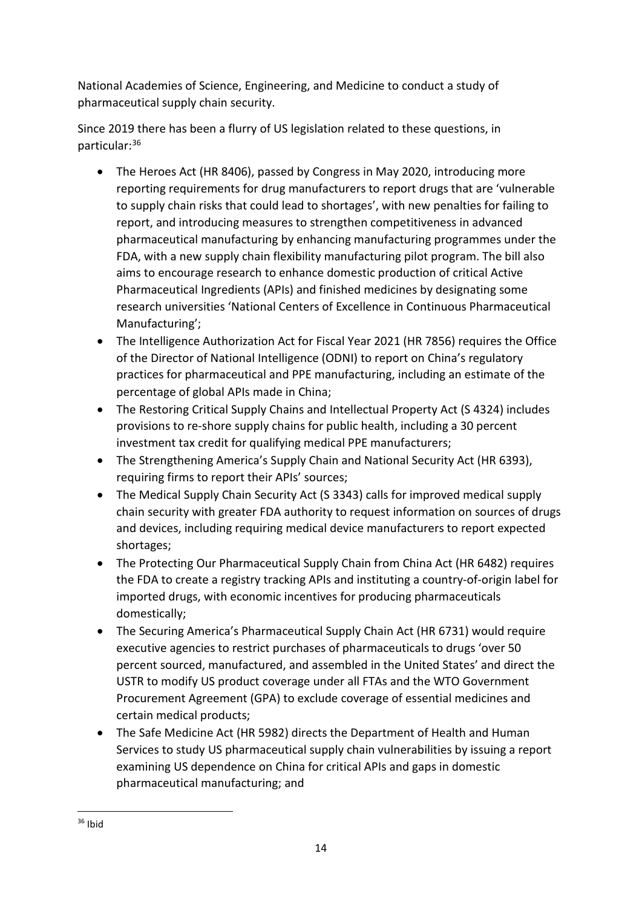National Academies of Science, Engineering, and Medicine to conduct a study of pharmaceutical supply chain security.

Since 2019 there has been a flurry of US legislation related to these questions, in particular:[36]

- The Heroes Act (HR 8406), passed by Congress in May 2020, introducing more reporting requirements for drug manufacturers to report drugs that are 'vulnerable to supply chain risks that could lead to shortages', with new penalties for failing to report, and introducing measures to strengthen competitiveness in advanced pharmaceutical manufacturing by enhancing manufacturing programmes under the FDA, with a new supply chain flexibility manufacturing pilot program. The bill also aims to encourage research to enhance domestic production of critical Active Pharmaceutical Ingredients (APIs) and finished medicines by designating some research universities 'National Centers of Excellence in Continuous Pharmaceutical Manufacturing';
- The Intelligence Authorization Act for Fiscal Year 2021 (HR 7856) requires the Office of the Director of National Intelligence (ODNI) to report on China's regulatory practices for pharmaceutical and PPE manufacturing, including an estimate of the percentage of global APIs made in China;
- The Restoring Critical Supply Chains and Intellectual Property Act (S 4324) includes provisions to re-shore supply chains for public health, including a 30 percent investment tax credit for qualifying medical PPE manufacturers;
- The Strengthening America's Supply Chain and National Security Act (HR 6393), requiring firms to report their APIs' sources;
- The Medical Supply Chain Security Act (S 3343) calls for improved medical supply chain security with greater FDA authority to request information on sources of drugs and devices, including requiring medical device manufacturers to report expected shortages;
- The Protecting Our Pharmaceutical Supply Chain from China Act (HR 6482) requires the FDA to create a registry tracking APIs and instituting a country-of-origin label for imported drugs, with economic incentives for producing pharmaceuticals domestically;
- The Securing America's Pharmaceutical Supply Chain Act (HR 6731) would require executive agencies to restrict purchases of pharmaceuticals to drugs 'over 50 percent sourced, manufactured, and assembled in the United States' and direct the USTR to modify US product coverage under all FTAs and the WTO Government Procurement Agreement (GPA) to exclude coverage of essential medicines and certain medical products;
- The Safe Medicine Act (HR 5982) directs the Department of Health and Human Services to study US pharmaceutical supply chain vulnerabilities by issuing a report examining US dependence on China for critical APIs and gaps in domestic pharmaceutical manufacturing; and

[36] Ibid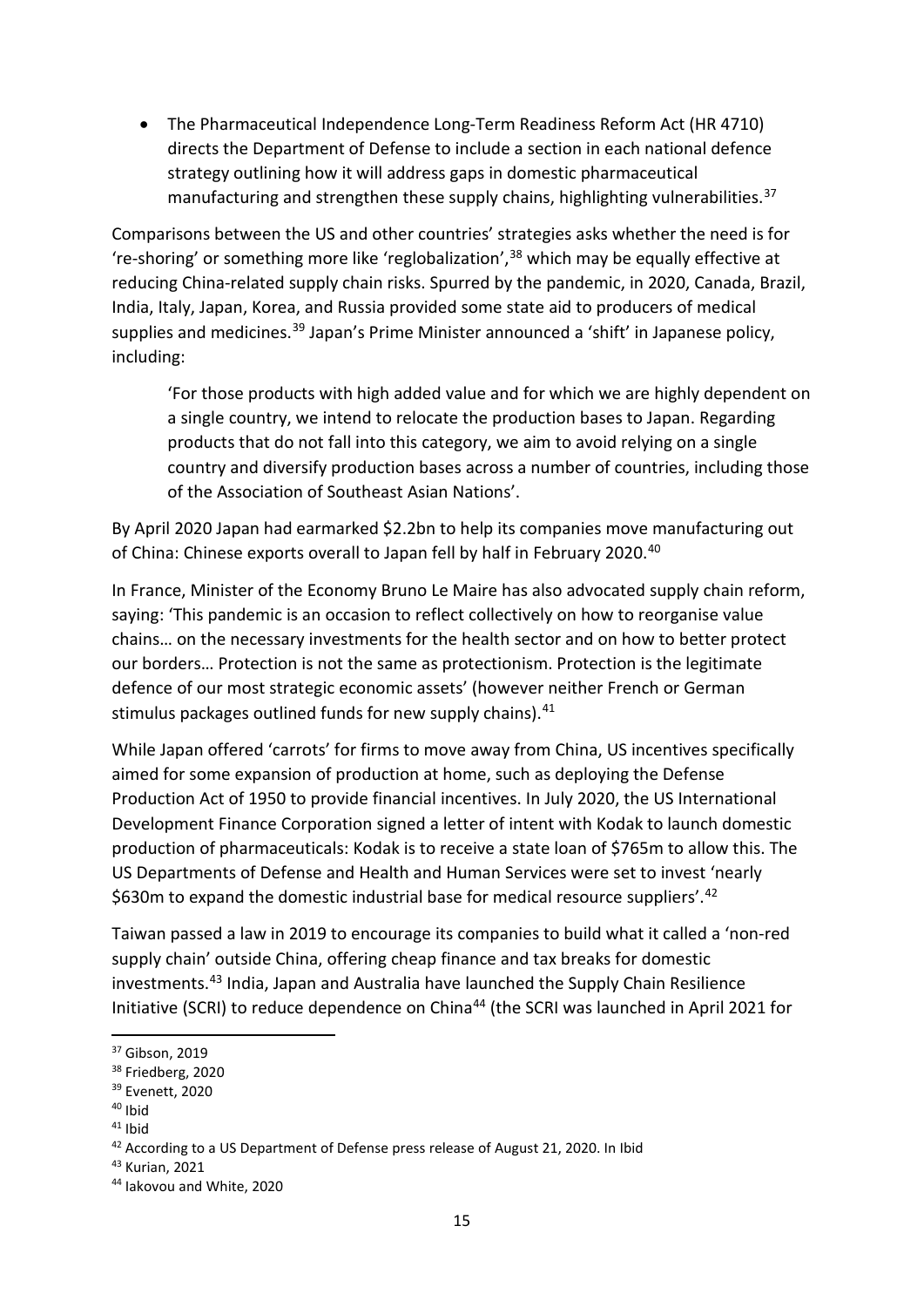- The Pharmaceutical Independence Long-Term Readiness Reform Act (HR 4710) directs the Department of Defense to include a section in each national defence strategy outlining how it will address gaps in domestic pharmaceutical manufacturing and strengthen these supply chains, highlighting vulnerabilities.[37]

Comparisons between the US and other countries' strategies asks whether the need is for 're-shoring' or something more like 'reglobalization',[38] which may be equally effective at reducing China-related supply chain risks. Spurred by the pandemic, in 2020, Canada, Brazil, India, Italy, Japan, Korea, and Russia provided some state aid to producers of medical supplies and medicines.[39] Japan's Prime Minister announced a 'shift' in Japanese policy, including:

> 'For those products with high added value and for which we are highly dependent on a single country, we intend to relocate the production bases to Japan. Regarding products that do not fall into this category, we aim to avoid relying on a single country and diversify production bases across a number of countries, including those of the Association of Southeast Asian Nations'.

By April 2020 Japan had earmarked \$2.2bn to help its companies move manufacturing out of China: Chinese exports overall to Japan fell by half in February 2020.[40]

In France, Minister of the Economy Bruno Le Maire has also advocated supply chain reform, saying: 'This pandemic is an occasion to reflect collectively on how to reorganise value chains… on the necessary investments for the health sector and on how to better protect our borders… Protection is not the same as protectionism. Protection is the legitimate defence of our most strategic economic assets' (however neither French or German stimulus packages outlined funds for new supply chains).[41]

While Japan offered 'carrots' for firms to move away from China, US incentives specifically aimed for some expansion of production at home, such as deploying the Defense Production Act of 1950 to provide financial incentives. In July 2020, the US International Development Finance Corporation signed a letter of intent with Kodak to launch domestic production of pharmaceuticals: Kodak is to receive a state loan of \$765m to allow this. The US Departments of Defense and Health and Human Services were set to invest 'nearly \$630m to expand the domestic industrial base for medical resource suppliers'.[42]

Taiwan passed a law in 2019 to encourage its companies to build what it called a 'non-red supply chain' outside China, offering cheap finance and tax breaks for domestic investments.[43] India, Japan and Australia have launched the Supply Chain Resilience Initiative (SCRI) to reduce dependence on China[44] (the SCRI was launched in April 2021 for

[37] Gibson, 2019

[38] Friedberg, 2020

[39] Evenett, 2020

[40] Ibid

[41] Ibid

[42] According to a US Department of Defense press release of August 21, 2020. In Ibid

[43] Kurian, 2021

[44] Iakovou and White, 2020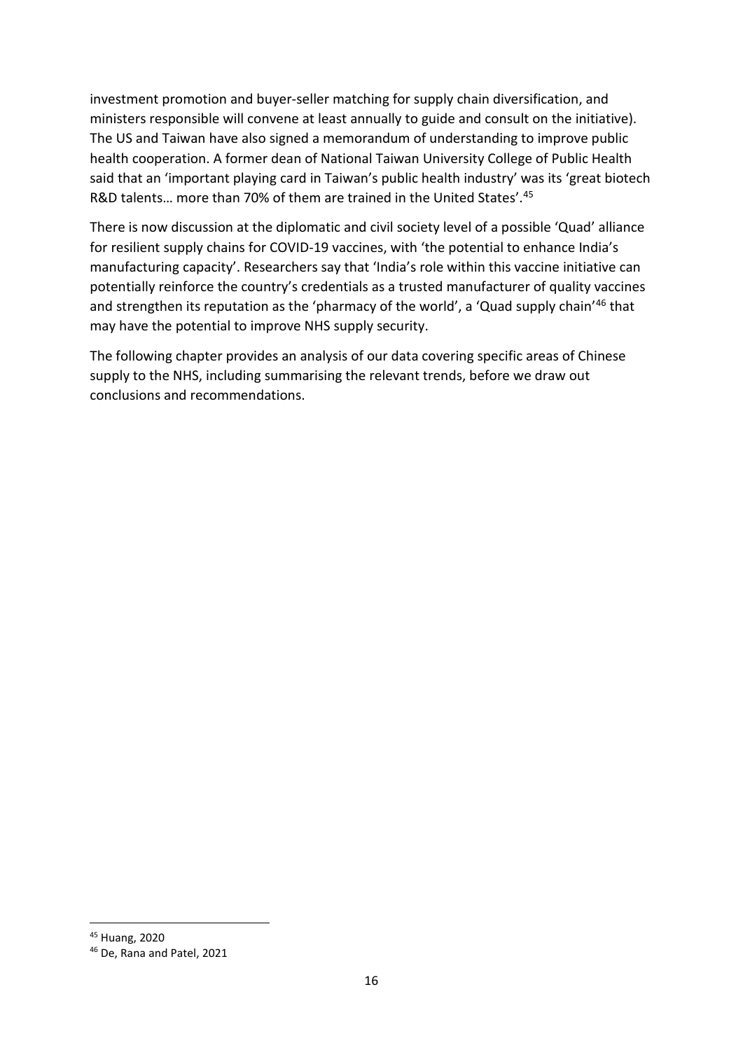investment promotion and buyer-seller matching for supply chain diversification, and ministers responsible will convene at least annually to guide and consult on the initiative). The US and Taiwan have also signed a memorandum of understanding to improve public health cooperation. A former dean of National Taiwan University College of Public Health said that an 'important playing card in Taiwan's public health industry' was its 'great biotech R&D talents… more than 70% of them are trained in the United States'.[45]

There is now discussion at the diplomatic and civil society level of a possible 'Quad' alliance for resilient supply chains for COVID-19 vaccines, with 'the potential to enhance India's manufacturing capacity'. Researchers say that 'India's role within this vaccine initiative can potentially reinforce the country's credentials as a trusted manufacturer of quality vaccines and strengthen its reputation as the 'pharmacy of the world', a 'Quad supply chain'[46] that may have the potential to improve NHS supply security.

The following chapter provides an analysis of our data covering specific areas of Chinese supply to the NHS, including summarising the relevant trends, before we draw out conclusions and recommendations.

---

[45] Huang, 2020

[46] De, Rana and Patel, 2021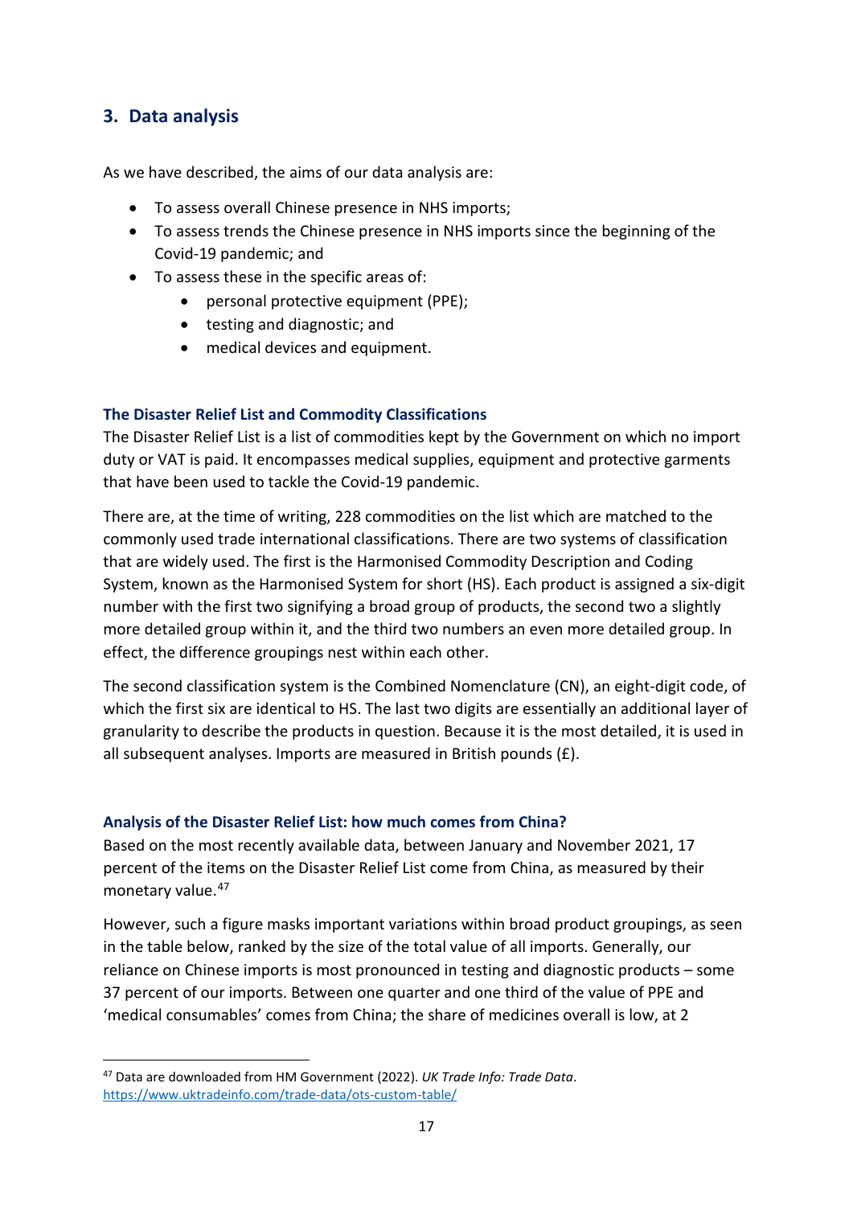## 3. Data analysis

As we have described, the aims of our data analysis are:

- To assess overall Chinese presence in NHS imports;
- To assess trends the Chinese presence in NHS imports since the beginning of the Covid-19 pandemic; and
- To assess these in the specific areas of:
    - personal protective equipment (PPE);
    - testing and diagnostic; and
    - medical devices and equipment.

### The Disaster Relief List and Commodity Classifications

The Disaster Relief List is a list of commodities kept by the Government on which no import duty or VAT is paid. It encompasses medical supplies, equipment and protective garments that have been used to tackle the Covid-19 pandemic.

There are, at the time of writing, 228 commodities on the list which are matched to the commonly used trade international classifications. There are two systems of classification that are widely used. The first is the Harmonised Commodity Description and Coding System, known as the Harmonised System for short (HS). Each product is assigned a six-digit number with the first two signifying a broad group of products, the second two a slightly more detailed group within it, and the third two numbers an even more detailed group. In effect, the difference groupings nest within each other.

The second classification system is the Combined Nomenclature (CN), an eight-digit code, of which the first six are identical to HS. The last two digits are essentially an additional layer of granularity to describe the products in question. Because it is the most detailed, it is used in all subsequent analyses. Imports are measured in British pounds (£).

### Analysis of the Disaster Relief List: how much comes from China?

Based on the most recently available data, between January and November 2021, 17 percent of the items on the Disaster Relief List come from China, as measured by their monetary value.[47]

However, such a figure masks important variations within broad product groupings, as seen in the table below, ranked by the size of the total value of all imports. Generally, our reliance on Chinese imports is most pronounced in testing and diagnostic products – some 37 percent of our imports. Between one quarter and one third of the value of PPE and 'medical consumables' comes from China; the share of medicines overall is low, at 2

---

[47] Data are downloaded from HM Government (2022). *UK Trade Info: Trade Data*. https://www.uktradeinfo.com/trade-data/ots-custom-table/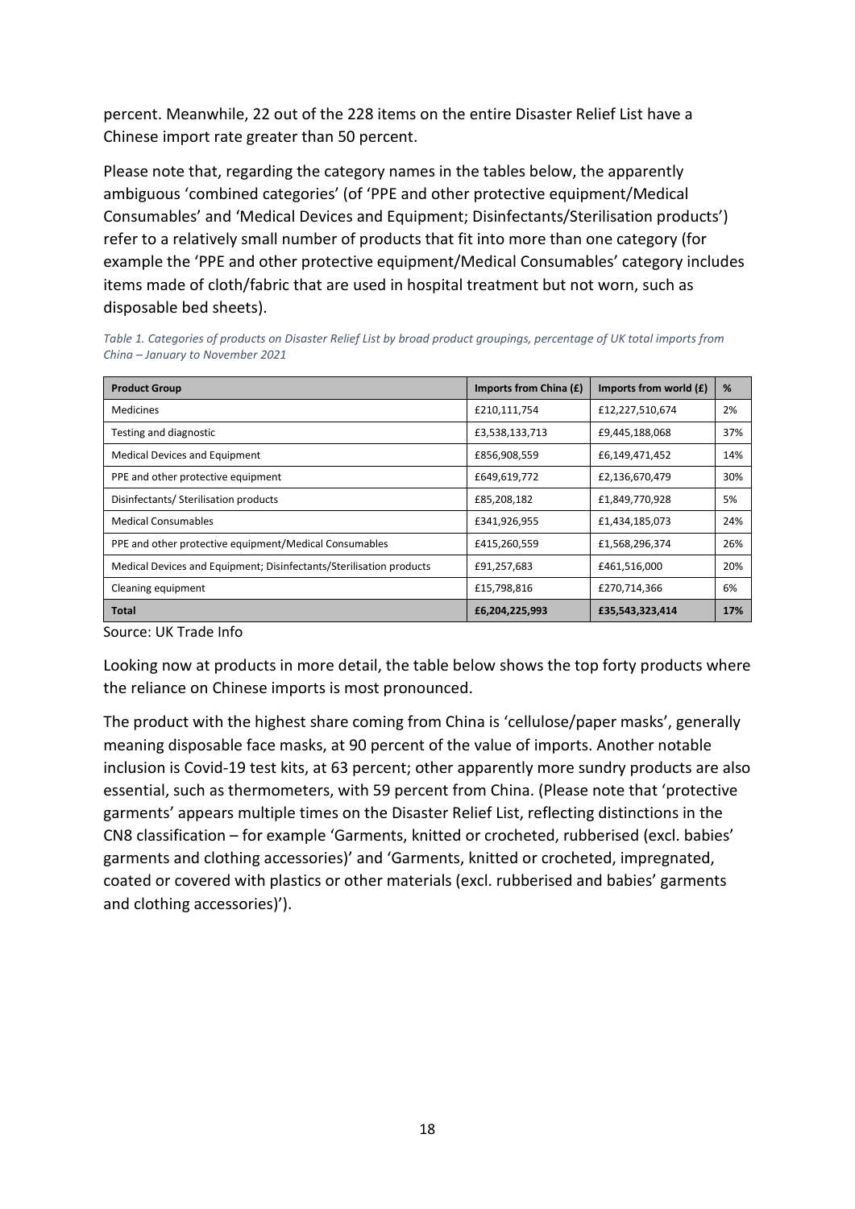percent. Meanwhile, 22 out of the 228 items on the entire Disaster Relief List have a Chinese import rate greater than 50 percent.

Please note that, regarding the category names in the tables below, the apparently ambiguous 'combined categories' (of 'PPE and other protective equipment/Medical Consumables' and 'Medical Devices and Equipment; Disinfectants/Sterilisation products') refer to a relatively small number of products that fit into more than one category (for example the 'PPE and other protective equipment/Medical Consumables' category includes items made of cloth/fabric that are used in hospital treatment but not worn, such as disposable bed sheets).

*Table 1. Categories of products on Disaster Relief List by broad product groupings, percentage of UK total imports from China – January to November 2021*

| Product Group | Imports from China (£) | Imports from world (£) | % |
|---|---|---|---|
| Medicines | £210,111,754 | £12,227,510,674 | 2% |
| Testing and diagnostic | £3,538,133,713 | £9,445,188,068 | 37% |
| Medical Devices and Equipment | £856,908,559 | £6,149,471,452 | 14% |
| PPE and other protective equipment | £649,619,772 | £2,136,670,479 | 30% |
| Disinfectants/ Sterilisation products | £85,208,182 | £1,849,770,928 | 5% |
| Medical Consumables | £341,926,955 | £1,434,185,073 | 24% |
| PPE and other protective equipment/Medical Consumables | £415,260,559 | £1,568,296,374 | 26% |
| Medical Devices and Equipment; Disinfectants/Sterilisation products | £91,257,683 | £461,516,000 | 20% |
| Cleaning equipment | £15,798,816 | £270,714,366 | 6% |
| **Total** | **£6,204,225,993** | **£35,543,323,414** | **17%** |

Source: UK Trade Info

Looking now at products in more detail, the table below shows the top forty products where the reliance on Chinese imports is most pronounced.

The product with the highest share coming from China is 'cellulose/paper masks', generally meaning disposable face masks, at 90 percent of the value of imports. Another notable inclusion is Covid-19 test kits, at 63 percent; other apparently more sundry products are also essential, such as thermometers, with 59 percent from China. (Please note that 'protective garments' appears multiple times on the Disaster Relief List, reflecting distinctions in the CN8 classification – for example 'Garments, knitted or crocheted, rubberised (excl. babies' garments and clothing accessories)' and 'Garments, knitted or crocheted, impregnated, coated or covered with plastics or other materials (excl. rubberised and babies' garments and clothing accessories)').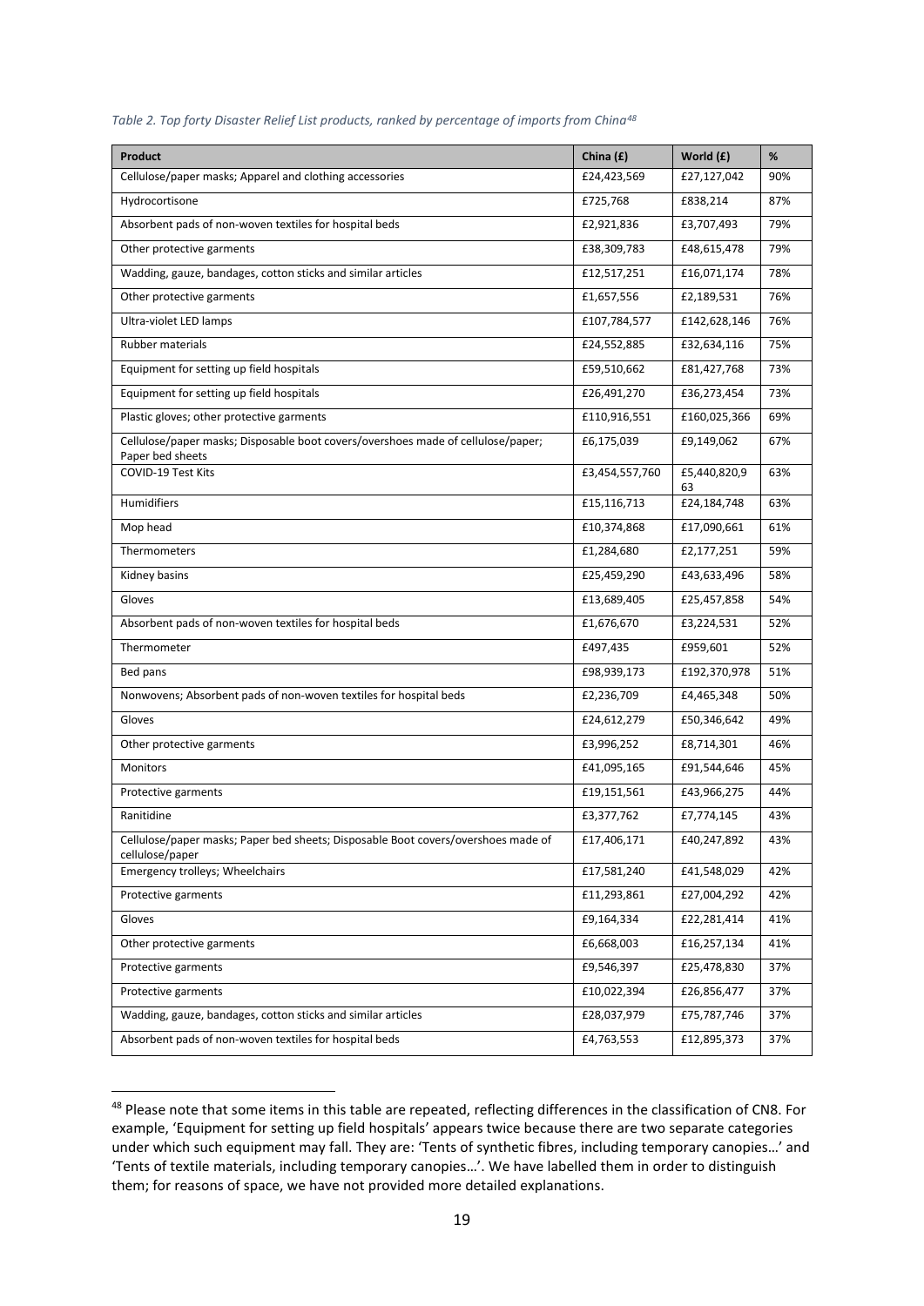*Table 2. Top forty Disaster Relief List products, ranked by percentage of imports from China[48]*

| Product | China (£) | World (£) | % |
|---|---|---|---|
| Cellulose/paper masks; Apparel and clothing accessories | £24,423,569 | £27,127,042 | 90% |
| Hydrocortisone | £725,768 | £838,214 | 87% |
| Absorbent pads of non-woven textiles for hospital beds | £2,921,836 | £3,707,493 | 79% |
| Other protective garments | £38,309,783 | £48,615,478 | 79% |
| Wadding, gauze, bandages, cotton sticks and similar articles | £12,517,251 | £16,071,174 | 78% |
| Other protective garments | £1,657,556 | £2,189,531 | 76% |
| Ultra-violet LED lamps | £107,784,577 | £142,628,146 | 76% |
| Rubber materials | £24,552,885 | £32,634,116 | 75% |
| Equipment for setting up field hospitals | £59,510,662 | £81,427,768 | 73% |
| Equipment for setting up field hospitals | £26,491,270 | £36,273,454 | 73% |
| Plastic gloves; other protective garments | £110,916,551 | £160,025,366 | 69% |
| Cellulose/paper masks; Disposable boot covers/overshoes made of cellulose/paper; Paper bed sheets | £6,175,039 | £9,149,062 | 67% |
| COVID-19 Test Kits | £3,454,557,760 | £5,440,820,963 | 63% |
| Humidifiers | £15,116,713 | £24,184,748 | 63% |
| Mop head | £10,374,868 | £17,090,661 | 61% |
| Thermometers | £1,284,680 | £2,177,251 | 59% |
| Kidney basins | £25,459,290 | £43,633,496 | 58% |
| Gloves | £13,689,405 | £25,457,858 | 54% |
| Absorbent pads of non-woven textiles for hospital beds | £1,676,670 | £3,224,531 | 52% |
| Thermometer | £497,435 | £959,601 | 52% |
| Bed pans | £98,939,173 | £192,370,978 | 51% |
| Nonwovens; Absorbent pads of non-woven textiles for hospital beds | £2,236,709 | £4,465,348 | 50% |
| Gloves | £24,612,279 | £50,346,642 | 49% |
| Other protective garments | £3,996,252 | £8,714,301 | 46% |
| Monitors | £41,095,165 | £91,544,646 | 45% |
| Protective garments | £19,151,561 | £43,966,275 | 44% |
| Ranitidine | £3,377,762 | £7,774,145 | 43% |
| Cellulose/paper masks; Paper bed sheets; Disposable Boot covers/overshoes made of cellulose/paper | £17,406,171 | £40,247,892 | 43% |
| Emergency trolleys; Wheelchairs | £17,581,240 | £41,548,029 | 42% |
| Protective garments | £11,293,861 | £27,004,292 | 42% |
| Gloves | £9,164,334 | £22,281,414 | 41% |
| Other protective garments | £6,668,003 | £16,257,134 | 41% |
| Protective garments | £9,546,397 | £25,478,830 | 37% |
| Protective garments | £10,022,394 | £26,856,477 | 37% |
| Wadding, gauze, bandages, cotton sticks and similar articles | £28,037,979 | £75,787,746 | 37% |
| Absorbent pads of non-woven textiles for hospital beds | £4,763,553 | £12,895,373 | 37% |

[48] Please note that some items in this table are repeated, reflecting differences in the classification of CN8. For example, 'Equipment for setting up field hospitals' appears twice because there are two separate categories under which such equipment may fall. They are: 'Tents of synthetic fibres, including temporary canopies…' and 'Tents of textile materials, including temporary canopies…'. We have labelled them in order to distinguish them; for reasons of space, we have not provided more detailed explanations.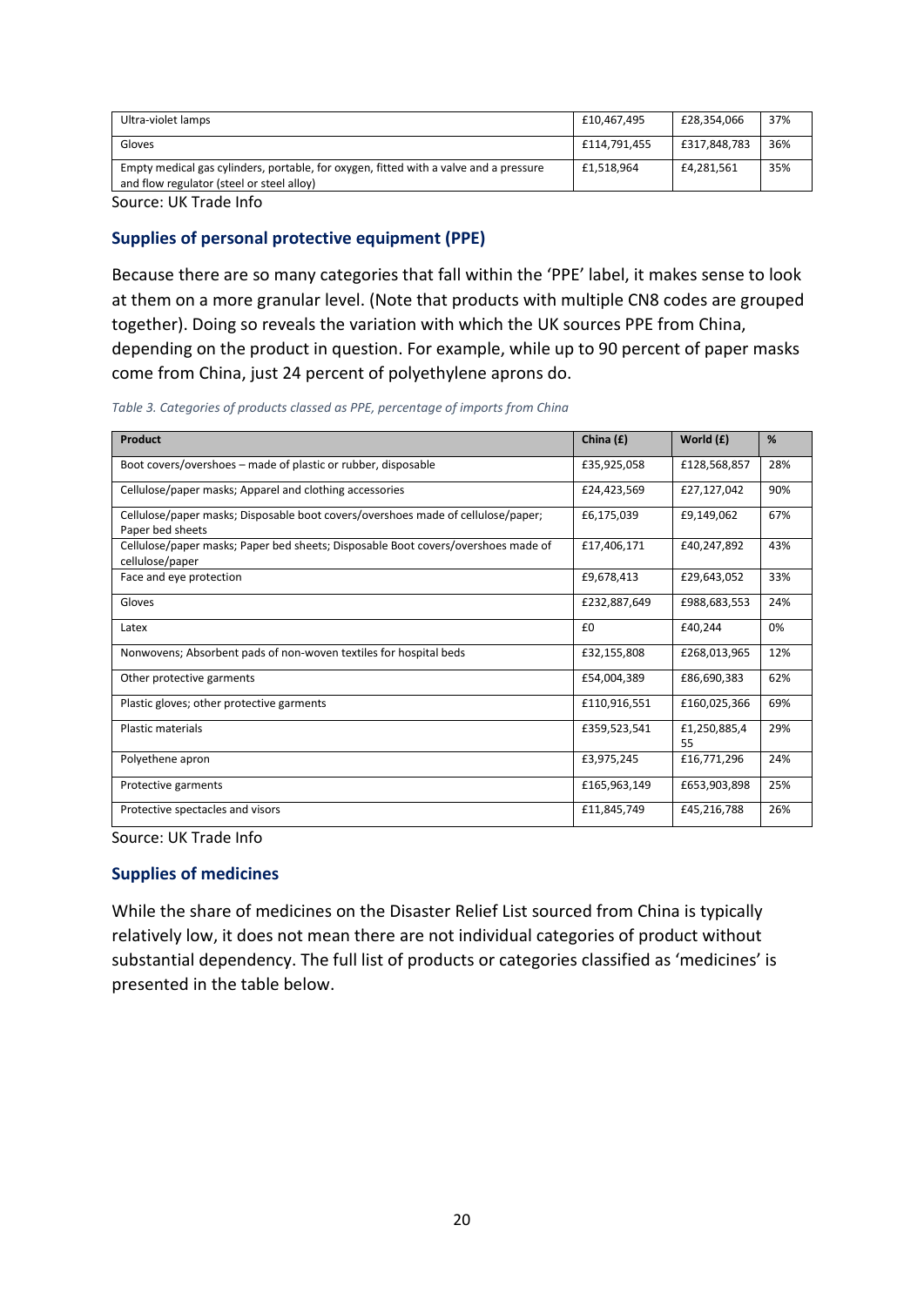| Ultra-violet lamps | £10,467,495 | £28,354,066 | 37% |
|---|---|---|---|
| Gloves | £114,791,455 | £317,848,783 | 36% |
| Empty medical gas cylinders, portable, for oxygen, fitted with a valve and a pressure and flow regulator (steel or steel alloy) | £1,518,964 | £4,281,561 | 35% |

Source: UK Trade Info

### Supplies of personal protective equipment (PPE)

Because there are so many categories that fall within the 'PPE' label, it makes sense to look at them on a more granular level. (Note that products with multiple CN8 codes are grouped together). Doing so reveals the variation with which the UK sources PPE from China, depending on the product in question. For example, while up to 90 percent of paper masks come from China, just 24 percent of polyethylene aprons do.

*Table 3. Categories of products classed as PPE, percentage of imports from China*

| Product | China (£) | World (£) | % |
|---|---|---|---|
| Boot covers/overshoes – made of plastic or rubber, disposable | £35,925,058 | £128,568,857 | 28% |
| Cellulose/paper masks; Apparel and clothing accessories | £24,423,569 | £27,127,042 | 90% |
| Cellulose/paper masks; Disposable boot covers/overshoes made of cellulose/paper; Paper bed sheets | £6,175,039 | £9,149,062 | 67% |
| Cellulose/paper masks; Paper bed sheets; Disposable Boot covers/overshoes made of cellulose/paper | £17,406,171 | £40,247,892 | 43% |
| Face and eye protection | £9,678,413 | £29,643,052 | 33% |
| Gloves | £232,887,649 | £988,683,553 | 24% |
| Latex | £0 | £40,244 | 0% |
| Nonwovens; Absorbent pads of non-woven textiles for hospital beds | £32,155,808 | £268,013,965 | 12% |
| Other protective garments | £54,004,389 | £86,690,383 | 62% |
| Plastic gloves; other protective garments | £110,916,551 | £160,025,366 | 69% |
| Plastic materials | £359,523,541 | £1,250,885,455 | 29% |
| Polyethene apron | £3,975,245 | £16,771,296 | 24% |
| Protective garments | £165,963,149 | £653,903,898 | 25% |
| Protective spectacles and visors | £11,845,749 | £45,216,788 | 26% |

Source: UK Trade Info

### Supplies of medicines

While the share of medicines on the Disaster Relief List sourced from China is typically relatively low, it does not mean there are not individual categories of product without substantial dependency. The full list of products or categories classified as 'medicines' is presented in the table below.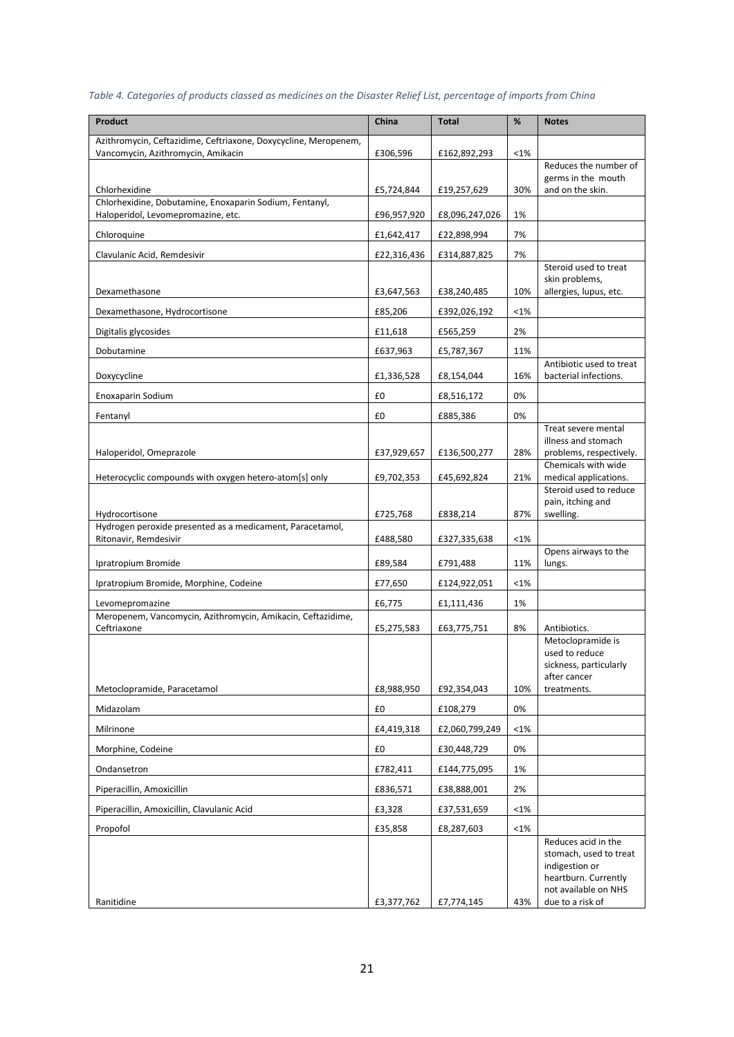*Table 4. Categories of products classed as medicines on the Disaster Relief List, percentage of imports from China*

| Product | China | Total | % | Notes |
|---|---|---|---|---|
| Azithromycin, Ceftazidime, Ceftriaxone, Doxycycline, Meropenem, Vancomycin, Azithromycin, Amikacin | £306,596 | £162,892,293 | <1% | |
| Chlorhexidine | £5,724,844 | £19,257,629 | 30% | Reduces the number of germs in the mouth and on the skin. |
| Chlorhexidine, Dobutamine, Enoxaparin Sodium, Fentanyl, Haloperidol, Levomepromazine, etc. | £96,957,920 | £8,096,247,026 | 1% | |
| Chloroquine | £1,642,417 | £22,898,994 | 7% | |
| Clavulanic Acid, Remdesivir | £22,316,436 | £314,887,825 | 7% | |
| Dexamethasone | £3,647,563 | £38,240,485 | 10% | Steroid used to treat skin problems, allergies, lupus, etc. |
| Dexamethasone, Hydrocortisone | £85,206 | £392,026,192 | <1% | |
| Digitalis glycosides | £11,618 | £565,259 | 2% | |
| Dobutamine | £637,963 | £5,787,367 | 11% | |
| Doxycycline | £1,336,528 | £8,154,044 | 16% | Antibiotic used to treat bacterial infections. |
| Enoxaparin Sodium | £0 | £8,516,172 | 0% | |
| Fentanyl | £0 | £885,386 | 0% | |
| Haloperidol, Omeprazole | £37,929,657 | £136,500,277 | 28% | Treat severe mental illness and stomach problems, respectively. |
| Heterocyclic compounds with oxygen hetero-atom[s] only | £9,702,353 | £45,692,824 | 21% | Chemicals with wide medical applications. |
| Hydrocortisone | £725,768 | £838,214 | 87% | Steroid used to reduce pain, itching and swelling. |
| Hydrogen peroxide presented as a medicament, Paracetamol, Ritonavir, Remdesivir | £488,580 | £327,335,638 | <1% | |
| Ipratropium Bromide | £89,584 | £791,488 | 11% | Opens airways to the lungs. |
| Ipratropium Bromide, Morphine, Codeine | £77,650 | £124,922,051 | <1% | |
| Levomepromazine | £6,775 | £1,111,436 | 1% | |
| Meropenem, Vancomycin, Azithromycin, Amikacin, Ceftazidime, Ceftriaxone | £5,275,583 | £63,775,751 | 8% | Antibiotics. |
| Metoclopramide, Paracetamol | £8,988,950 | £92,354,043 | 10% | Metoclopramide is used to reduce sickness, particularly after cancer treatments. |
| Midazolam | £0 | £108,279 | 0% | |
| Milrinone | £4,419,318 | £2,060,799,249 | <1% | |
| Morphine, Codeine | £0 | £30,448,729 | 0% | |
| Ondansetron | £782,411 | £144,775,095 | 1% | |
| Piperacillin, Amoxicillin | £836,571 | £38,888,001 | 2% | |
| Piperacillin, Amoxicillin, Clavulanic Acid | £3,328 | £37,531,659 | <1% | |
| Propofol | £35,858 | £8,287,603 | <1% | |
| Ranitidine | £3,377,762 | £7,774,145 | 43% | Reduces acid in the stomach, used to treat indigestion or heartburn. Currently not available on NHS due to a risk of |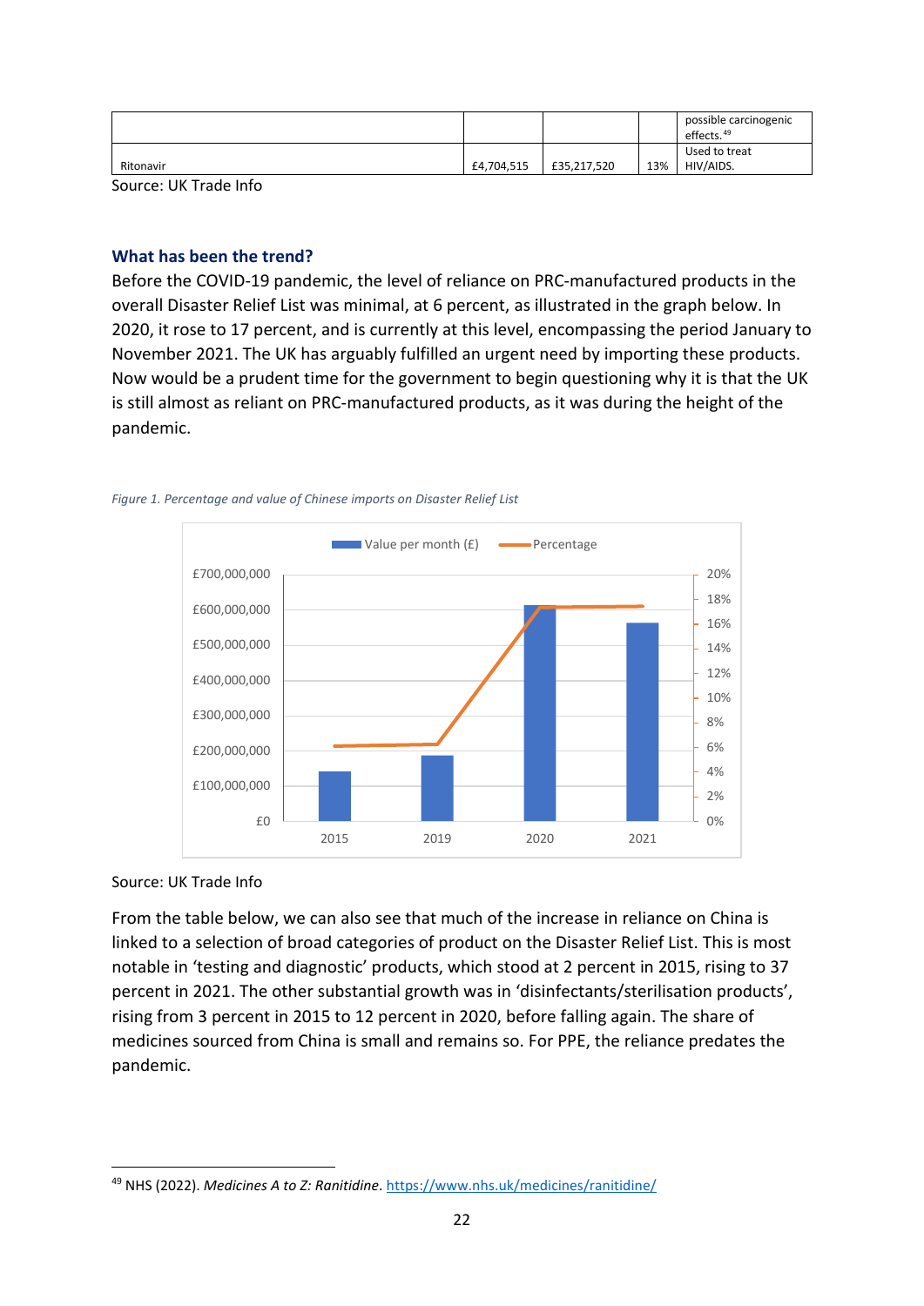| | | | | |
|---|---|---|---|---|
| | | | | possible carcinogenic effects.[49] |
| Ritonavir | £4,704,515 | £35,217,520 | 13% | Used to treat HIV/AIDS. |

Source: UK Trade Info

### What has been the trend?

Before the COVID-19 pandemic, the level of reliance on PRC-manufactured products in the overall Disaster Relief List was minimal, at 6 percent, as illustrated in the graph below. In 2020, it rose to 17 percent, and is currently at this level, encompassing the period January to November 2021. The UK has arguably fulfilled an urgent need by importing these products. Now would be a prudent time for the government to begin questioning why it is that the UK is still almost as reliant on PRC-manufactured products, as it was during the height of the pandemic.

*Figure 1. Percentage and value of Chinese imports on Disaster Relief List*

Source: UK Trade Info

From the table below, we can also see that much of the increase in reliance on China is linked to a selection of broad categories of product on the Disaster Relief List. This is most notable in 'testing and diagnostic' products, which stood at 2 percent in 2015, rising to 37 percent in 2021. The other substantial growth was in 'disinfectants/sterilisation products', rising from 3 percent in 2015 to 12 percent in 2020, before falling again. The share of medicines sourced from China is small and remains so. For PPE, the reliance predates the pandemic.

[49] NHS (2022). *Medicines A to Z: Ranitidine*. https://www.nhs.uk/medicines/ranitidine/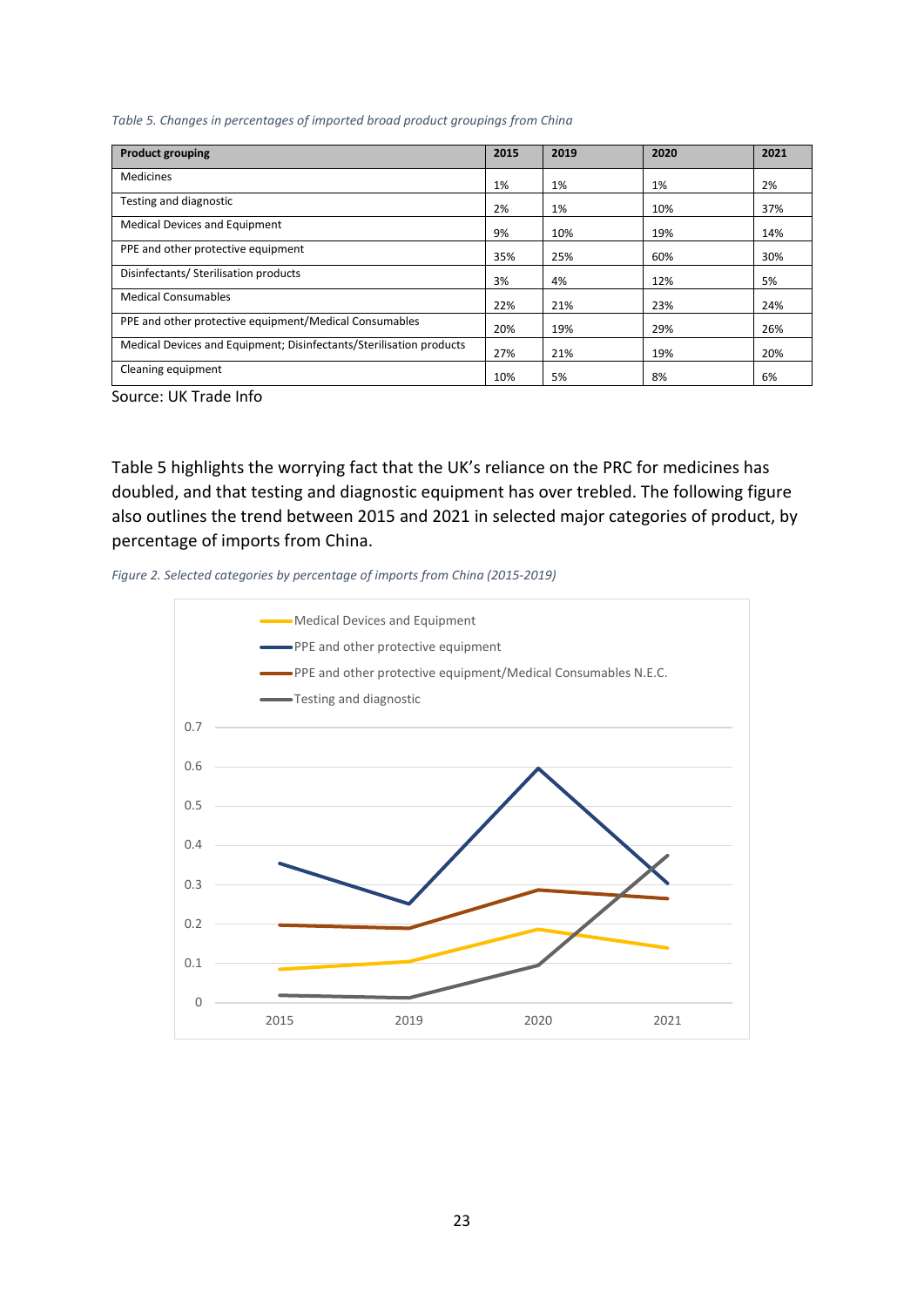*Table 5. Changes in percentages of imported broad product groupings from China*

| Product grouping | 2015 | 2019 | 2020 | 2021 |
|---|---|---|---|---|
| Medicines | 1% | 1% | 1% | 2% |
| Testing and diagnostic | 2% | 1% | 10% | 37% |
| Medical Devices and Equipment | 9% | 10% | 19% | 14% |
| PPE and other protective equipment | 35% | 25% | 60% | 30% |
| Disinfectants/ Sterilisation products | 3% | 4% | 12% | 5% |
| Medical Consumables | 22% | 21% | 23% | 24% |
| PPE and other protective equipment/Medical Consumables | 20% | 19% | 29% | 26% |
| Medical Devices and Equipment; Disinfectants/Sterilisation products | 27% | 21% | 19% | 20% |
| Cleaning equipment | 10% | 5% | 8% | 6% |

Source: UK Trade Info

Table 5 highlights the worrying fact that the UK's reliance on the PRC for medicines has doubled, and that testing and diagnostic equipment has over trebled. The following figure also outlines the trend between 2015 and 2021 in selected major categories of product, by percentage of imports from China.

*Figure 2. Selected categories by percentage of imports from China (2015-2019)*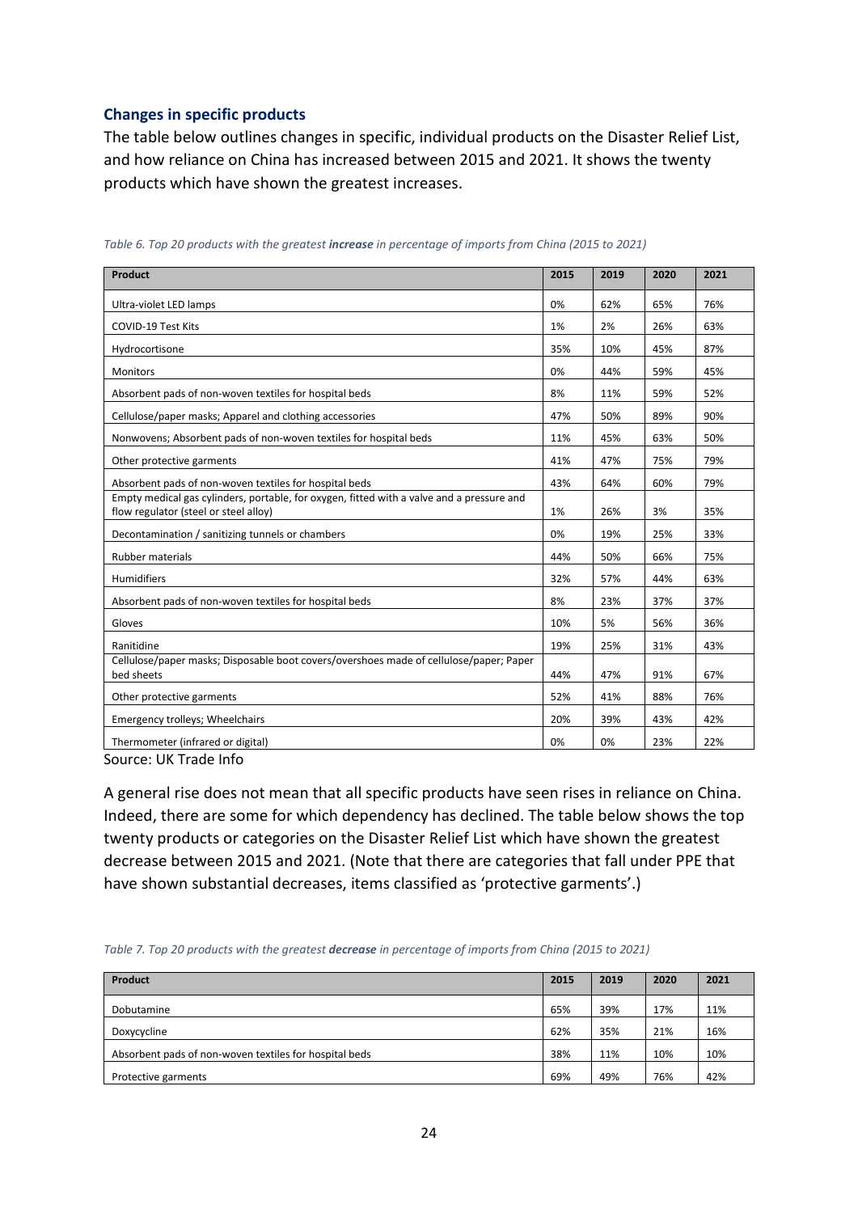### Changes in specific products

The table below outlines changes in specific, individual products on the Disaster Relief List, and how reliance on China has increased between 2015 and 2021. It shows the twenty products which have shown the greatest increases.

*Table 6. Top 20 products with the greatest **increase** in percentage of imports from China (2015 to 2021)*

| Product | 2015 | 2019 | 2020 | 2021 |
|---|---|---|---|---|
| Ultra-violet LED lamps | 0% | 62% | 65% | 76% |
| COVID-19 Test Kits | 1% | 2% | 26% | 63% |
| Hydrocortisone | 35% | 10% | 45% | 87% |
| Monitors | 0% | 44% | 59% | 45% |
| Absorbent pads of non-woven textiles for hospital beds | 8% | 11% | 59% | 52% |
| Cellulose/paper masks; Apparel and clothing accessories | 47% | 50% | 89% | 90% |
| Nonwovens; Absorbent pads of non-woven textiles for hospital beds | 11% | 45% | 63% | 50% |
| Other protective garments | 41% | 47% | 75% | 79% |
| Absorbent pads of non-woven textiles for hospital beds | 43% | 64% | 60% | 79% |
| Empty medical gas cylinders, portable, for oxygen, fitted with a valve and a pressure and flow regulator (steel or steel alloy) | 1% | 26% | 3% | 35% |
| Decontamination / sanitizing tunnels or chambers | 0% | 19% | 25% | 33% |
| Rubber materials | 44% | 50% | 66% | 75% |
| Humidifiers | 32% | 57% | 44% | 63% |
| Absorbent pads of non-woven textiles for hospital beds | 8% | 23% | 37% | 37% |
| Gloves | 10% | 5% | 56% | 36% |
| Ranitidine | 19% | 25% | 31% | 43% |
| Cellulose/paper masks; Disposable boot covers/overshoes made of cellulose/paper; Paper bed sheets | 44% | 47% | 91% | 67% |
| Other protective garments | 52% | 41% | 88% | 76% |
| Emergency trolleys; Wheelchairs | 20% | 39% | 43% | 42% |
| Thermometer (infrared or digital) | 0% | 0% | 23% | 22% |

Source: UK Trade Info

A general rise does not mean that all specific products have seen rises in reliance on China. Indeed, there are some for which dependency has declined. The table below shows the top twenty products or categories on the Disaster Relief List which have shown the greatest decrease between 2015 and 2021. (Note that there are categories that fall under PPE that have shown substantial decreases, items classified as 'protective garments'.)

*Table 7. Top 20 products with the greatest **decrease** in percentage of imports from China (2015 to 2021)*

| Product | 2015 | 2019 | 2020 | 2021 |
|---|---|---|---|---|
| Dobutamine | 65% | 39% | 17% | 11% |
| Doxycycline | 62% | 35% | 21% | 16% |
| Absorbent pads of non-woven textiles for hospital beds | 38% | 11% | 10% | 10% |
| Protective garments | 69% | 49% | 76% | 42% |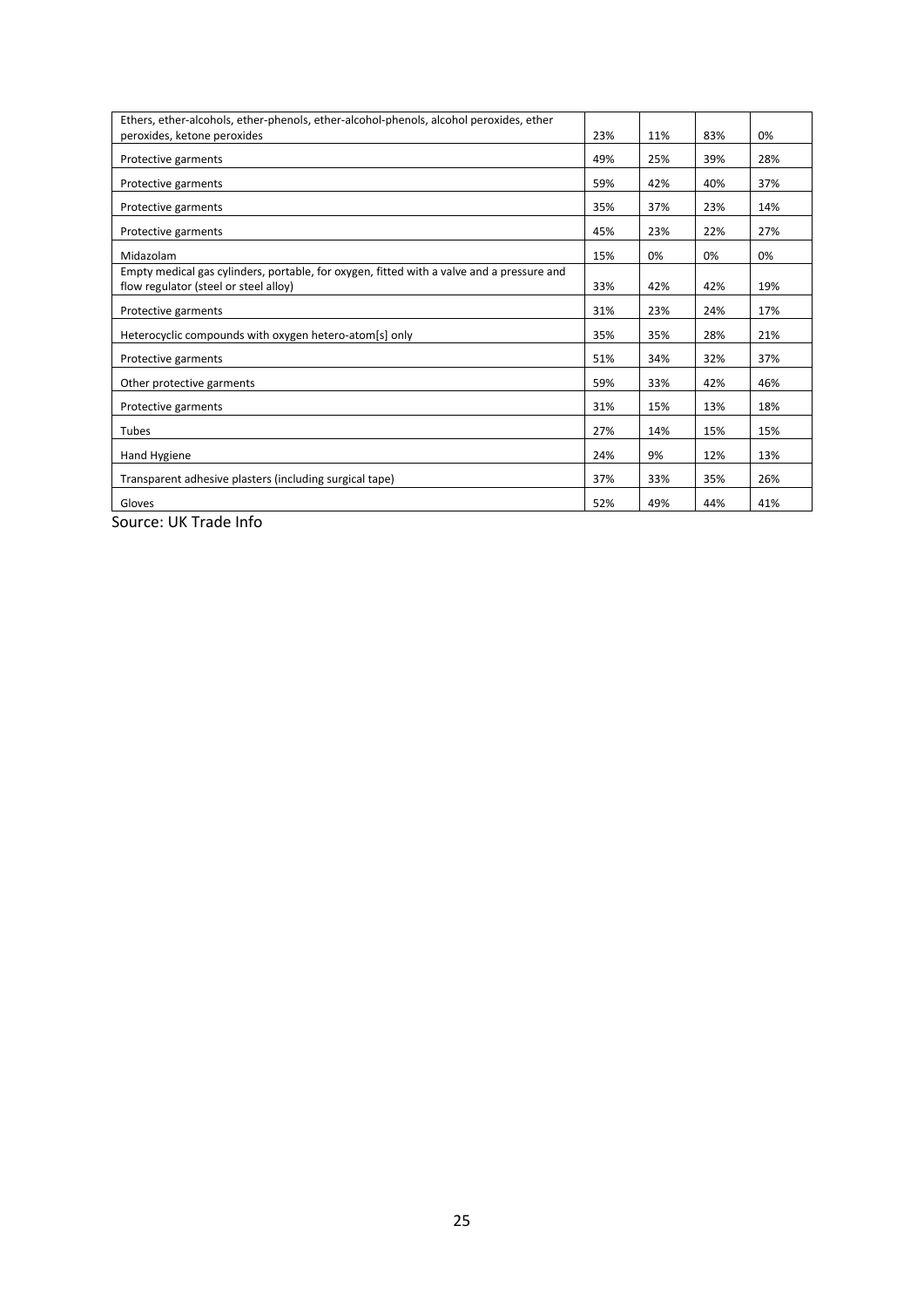| | | | | |
|---|---|---|---|---|
| Ethers, ether-alcohols, ether-phenols, ether-alcohol-phenols, alcohol peroxides, ether peroxides, ketone peroxides | 23% | 11% | 83% | 0% |
| Protective garments | 49% | 25% | 39% | 28% |
| Protective garments | 59% | 42% | 40% | 37% |
| Protective garments | 35% | 37% | 23% | 14% |
| Protective garments | 45% | 23% | 22% | 27% |
| Midazolam | 15% | 0% | 0% | 0% |
| Empty medical gas cylinders, portable, for oxygen, fitted with a valve and a pressure and flow regulator (steel or steel alloy) | 33% | 42% | 42% | 19% |
| Protective garments | 31% | 23% | 24% | 17% |
| Heterocyclic compounds with oxygen hetero-atom[s] only | 35% | 35% | 28% | 21% |
| Protective garments | 51% | 34% | 32% | 37% |
| Other protective garments | 59% | 33% | 42% | 46% |
| Protective garments | 31% | 15% | 13% | 18% |
| Tubes | 27% | 14% | 15% | 15% |
| Hand Hygiene | 24% | 9% | 12% | 13% |
| Transparent adhesive plasters (including surgical tape) | 37% | 33% | 35% | 26% |
| Gloves | 52% | 49% | 44% | 41% |

Source: UK Trade Info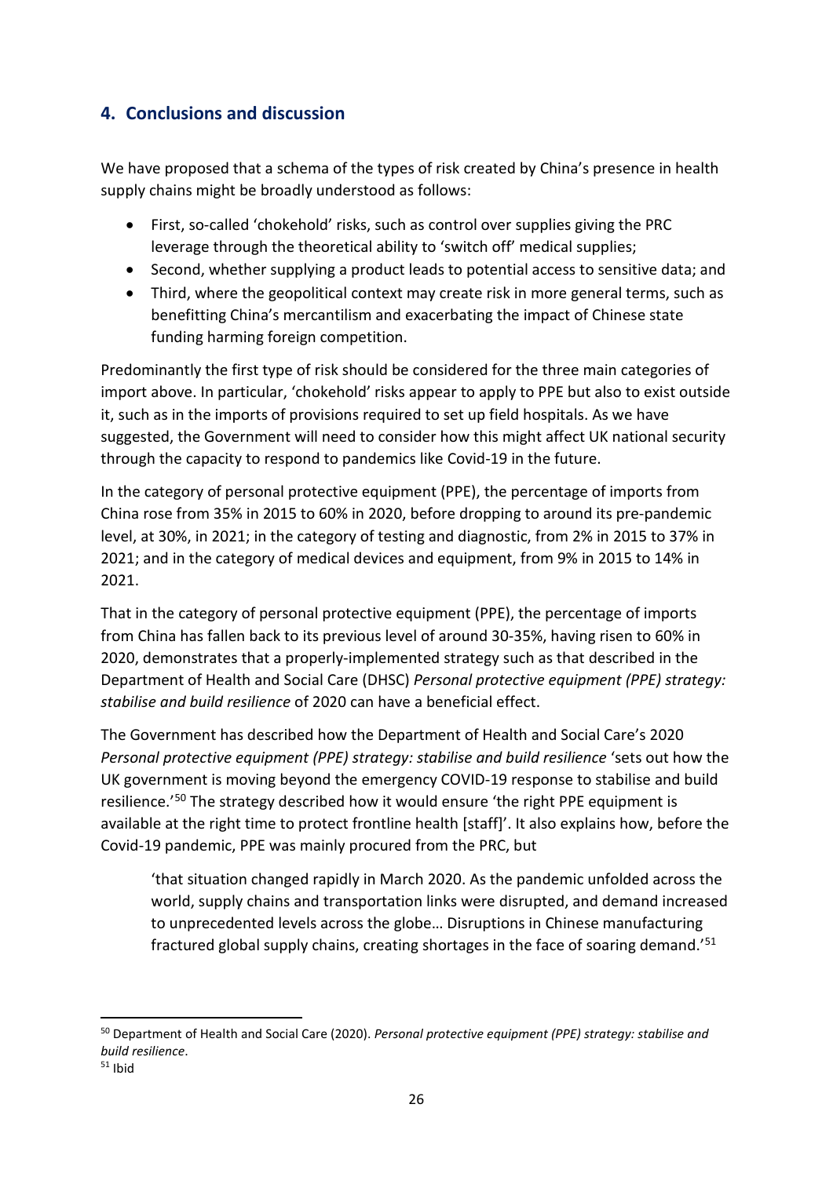## 4. Conclusions and discussion

We have proposed that a schema of the types of risk created by China's presence in health supply chains might be broadly understood as follows:

- First, so-called 'chokehold' risks, such as control over supplies giving the PRC leverage through the theoretical ability to 'switch off' medical supplies;
- Second, whether supplying a product leads to potential access to sensitive data; and
- Third, where the geopolitical context may create risk in more general terms, such as benefitting China's mercantilism and exacerbating the impact of Chinese state funding harming foreign competition.

Predominantly the first type of risk should be considered for the three main categories of import above. In particular, 'chokehold' risks appear to apply to PPE but also to exist outside it, such as in the imports of provisions required to set up field hospitals. As we have suggested, the Government will need to consider how this might affect UK national security through the capacity to respond to pandemics like Covid-19 in the future.

In the category of personal protective equipment (PPE), the percentage of imports from China rose from 35% in 2015 to 60% in 2020, before dropping to around its pre-pandemic level, at 30%, in 2021; in the category of testing and diagnostic, from 2% in 2015 to 37% in 2021; and in the category of medical devices and equipment, from 9% in 2015 to 14% in 2021.

That in the category of personal protective equipment (PPE), the percentage of imports from China has fallen back to its previous level of around 30-35%, having risen to 60% in 2020, demonstrates that a properly-implemented strategy such as that described in the Department of Health and Social Care (DHSC) *Personal protective equipment (PPE) strategy: stabilise and build resilience* of 2020 can have a beneficial effect.

The Government has described how the Department of Health and Social Care's 2020 *Personal protective equipment (PPE) strategy: stabilise and build resilience* 'sets out how the UK government is moving beyond the emergency COVID-19 response to stabilise and build resilience.'[50] The strategy described how it would ensure 'the right PPE equipment is available at the right time to protect frontline health [staff]'. It also explains how, before the Covid-19 pandemic, PPE was mainly procured from the PRC, but

> 'that situation changed rapidly in March 2020. As the pandemic unfolded across the world, supply chains and transportation links were disrupted, and demand increased to unprecedented levels across the globe… Disruptions in Chinese manufacturing fractured global supply chains, creating shortages in the face of soaring demand.'[51]

---

[50] Department of Health and Social Care (2020). *Personal protective equipment (PPE) strategy: stabilise and build resilience*.

[51] Ibid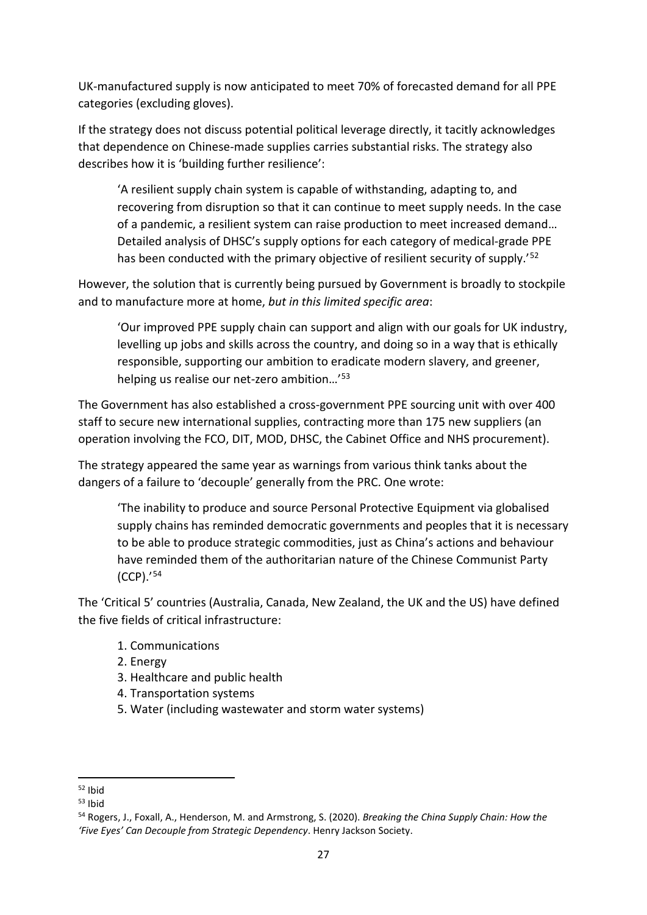UK-manufactured supply is now anticipated to meet 70% of forecasted demand for all PPE categories (excluding gloves).

If the strategy does not discuss potential political leverage directly, it tacitly acknowledges that dependence on Chinese-made supplies carries substantial risks. The strategy also describes how it is 'building further resilience':

> 'A resilient supply chain system is capable of withstanding, adapting to, and recovering from disruption so that it can continue to meet supply needs. In the case of a pandemic, a resilient system can raise production to meet increased demand… Detailed analysis of DHSC's supply options for each category of medical-grade PPE has been conducted with the primary objective of resilient security of supply.'[52]

However, the solution that is currently being pursued by Government is broadly to stockpile and to manufacture more at home, *but in this limited specific area*:

> 'Our improved PPE supply chain can support and align with our goals for UK industry, levelling up jobs and skills across the country, and doing so in a way that is ethically responsible, supporting our ambition to eradicate modern slavery, and greener, helping us realise our net-zero ambition…'[53]

The Government has also established a cross-government PPE sourcing unit with over 400 staff to secure new international supplies, contracting more than 175 new suppliers (an operation involving the FCO, DIT, MOD, DHSC, the Cabinet Office and NHS procurement).

The strategy appeared the same year as warnings from various think tanks about the dangers of a failure to 'decouple' generally from the PRC. One wrote:

> 'The inability to produce and source Personal Protective Equipment via globalised supply chains has reminded democratic governments and peoples that it is necessary to be able to produce strategic commodities, just as China's actions and behaviour have reminded them of the authoritarian nature of the Chinese Communist Party (CCP).'[54]

The 'Critical 5' countries (Australia, Canada, New Zealand, the UK and the US) have defined the five fields of critical infrastructure:

1. Communications
2. Energy
3. Healthcare and public health
4. Transportation systems
5. Water (including wastewater and storm water systems)

---

[52] Ibid

[53] Ibid

[54] Rogers, J., Foxall, A., Henderson, M. and Armstrong, S. (2020). *Breaking the China Supply Chain: How the 'Five Eyes' Can Decouple from Strategic Dependency*. Henry Jackson Society.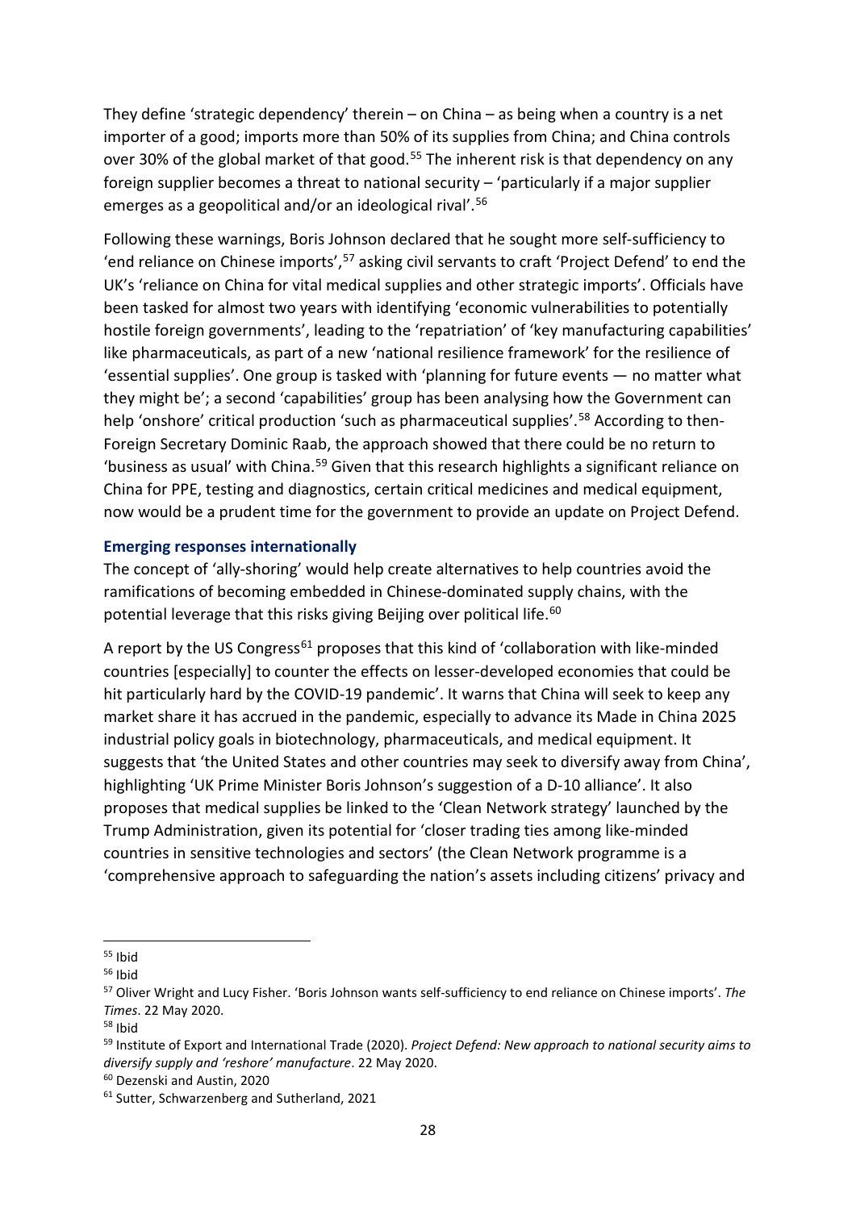They define 'strategic dependency' therein – on China – as being when a country is a net importer of a good; imports more than 50% of its supplies from China; and China controls over 30% of the global market of that good.[55] The inherent risk is that dependency on any foreign supplier becomes a threat to national security – 'particularly if a major supplier emerges as a geopolitical and/or an ideological rival'.[56]

Following these warnings, Boris Johnson declared that he sought more self-sufficiency to 'end reliance on Chinese imports',[57] asking civil servants to craft 'Project Defend' to end the UK's 'reliance on China for vital medical supplies and other strategic imports'. Officials have been tasked for almost two years with identifying 'economic vulnerabilities to potentially hostile foreign governments', leading to the 'repatriation' of 'key manufacturing capabilities' like pharmaceuticals, as part of a new 'national resilience framework' for the resilience of 'essential supplies'. One group is tasked with 'planning for future events — no matter what they might be'; a second 'capabilities' group has been analysing how the Government can help 'onshore' critical production 'such as pharmaceutical supplies'.[58] According to then-Foreign Secretary Dominic Raab, the approach showed that there could be no return to 'business as usual' with China.[59] Given that this research highlights a significant reliance on China for PPE, testing and diagnostics, certain critical medicines and medical equipment, now would be a prudent time for the government to provide an update on Project Defend.

### Emerging responses internationally

The concept of 'ally-shoring' would help create alternatives to help countries avoid the ramifications of becoming embedded in Chinese-dominated supply chains, with the potential leverage that this risks giving Beijing over political life.[60]

A report by the US Congress[61] proposes that this kind of 'collaboration with like-minded countries [especially] to counter the effects on lesser-developed economies that could be hit particularly hard by the COVID-19 pandemic'. It warns that China will seek to keep any market share it has accrued in the pandemic, especially to advance its Made in China 2025 industrial policy goals in biotechnology, pharmaceuticals, and medical equipment. It suggests that 'the United States and other countries may seek to diversify away from China', highlighting 'UK Prime Minister Boris Johnson's suggestion of a D-10 alliance'. It also proposes that medical supplies be linked to the 'Clean Network strategy' launched by the Trump Administration, given its potential for 'closer trading ties among like-minded countries in sensitive technologies and sectors' (the Clean Network programme is a 'comprehensive approach to safeguarding the nation's assets including citizens' privacy and

---

[55] Ibid

[56] Ibid

[57] Oliver Wright and Lucy Fisher. 'Boris Johnson wants self-sufficiency to end reliance on Chinese imports'. *The Times*. 22 May 2020.

[58] Ibid

[59] Institute of Export and International Trade (2020). *Project Defend: New approach to national security aims to diversify supply and 'reshore' manufacture*. 22 May 2020.

[60] Dezenski and Austin, 2020

[61] Sutter, Schwarzenberg and Sutherland, 2021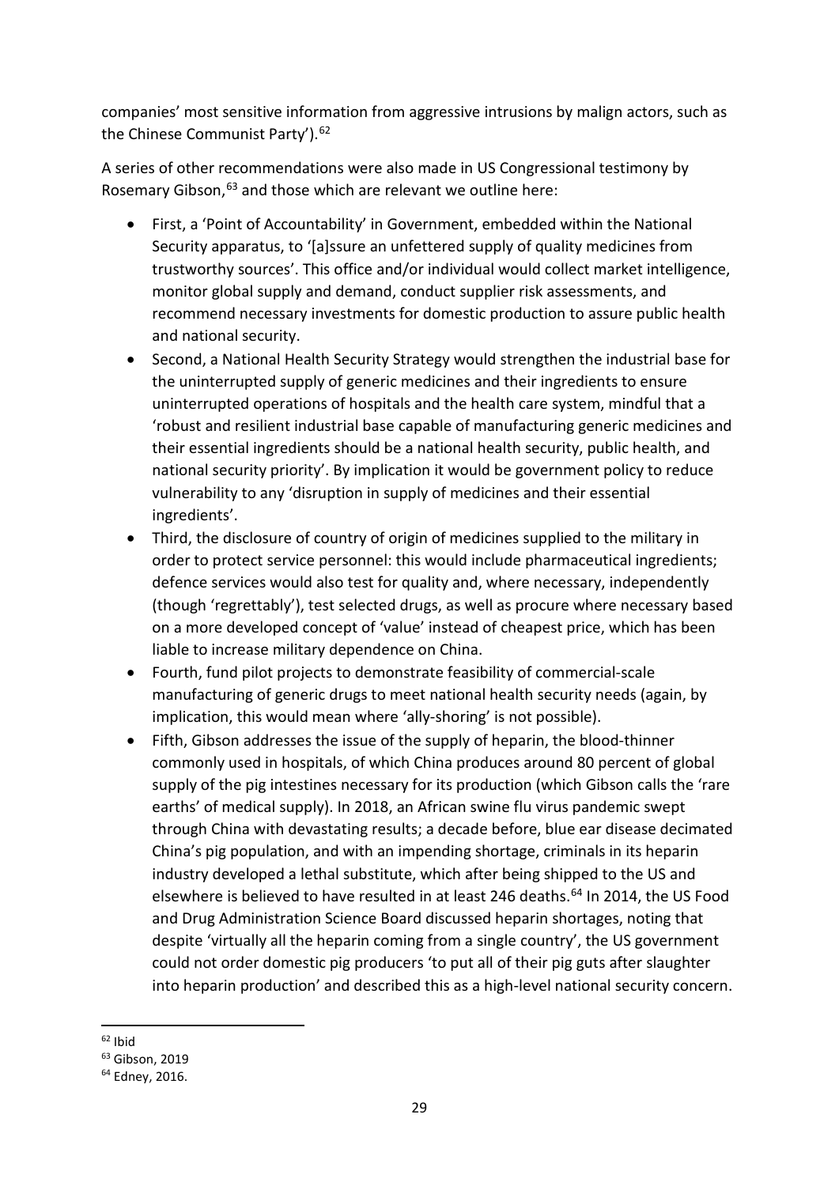companies' most sensitive information from aggressive intrusions by malign actors, such as the Chinese Communist Party').[62]

A series of other recommendations were also made in US Congressional testimony by Rosemary Gibson,[63] and those which are relevant we outline here:

- First, a 'Point of Accountability' in Government, embedded within the National Security apparatus, to '[a]ssure an unfettered supply of quality medicines from trustworthy sources'. This office and/or individual would collect market intelligence, monitor global supply and demand, conduct supplier risk assessments, and recommend necessary investments for domestic production to assure public health and national security.
- Second, a National Health Security Strategy would strengthen the industrial base for the uninterrupted supply of generic medicines and their ingredients to ensure uninterrupted operations of hospitals and the health care system, mindful that a 'robust and resilient industrial base capable of manufacturing generic medicines and their essential ingredients should be a national health security, public health, and national security priority'. By implication it would be government policy to reduce vulnerability to any 'disruption in supply of medicines and their essential ingredients'.
- Third, the disclosure of country of origin of medicines supplied to the military in order to protect service personnel: this would include pharmaceutical ingredients; defence services would also test for quality and, where necessary, independently (though 'regrettably'), test selected drugs, as well as procure where necessary based on a more developed concept of 'value' instead of cheapest price, which has been liable to increase military dependence on China.
- Fourth, fund pilot projects to demonstrate feasibility of commercial-scale manufacturing of generic drugs to meet national health security needs (again, by implication, this would mean where 'ally-shoring' is not possible).
- Fifth, Gibson addresses the issue of the supply of heparin, the blood-thinner commonly used in hospitals, of which China produces around 80 percent of global supply of the pig intestines necessary for its production (which Gibson calls the 'rare earths' of medical supply). In 2018, an African swine flu virus pandemic swept through China with devastating results; a decade before, blue ear disease decimated China's pig population, and with an impending shortage, criminals in its heparin industry developed a lethal substitute, which after being shipped to the US and elsewhere is believed to have resulted in at least 246 deaths.[64] In 2014, the US Food and Drug Administration Science Board discussed heparin shortages, noting that despite 'virtually all the heparin coming from a single country', the US government could not order domestic pig producers 'to put all of their pig guts after slaughter into heparin production' and described this as a high-level national security concern.

---

[62] Ibid

[63] Gibson, 2019

[64] Edney, 2016.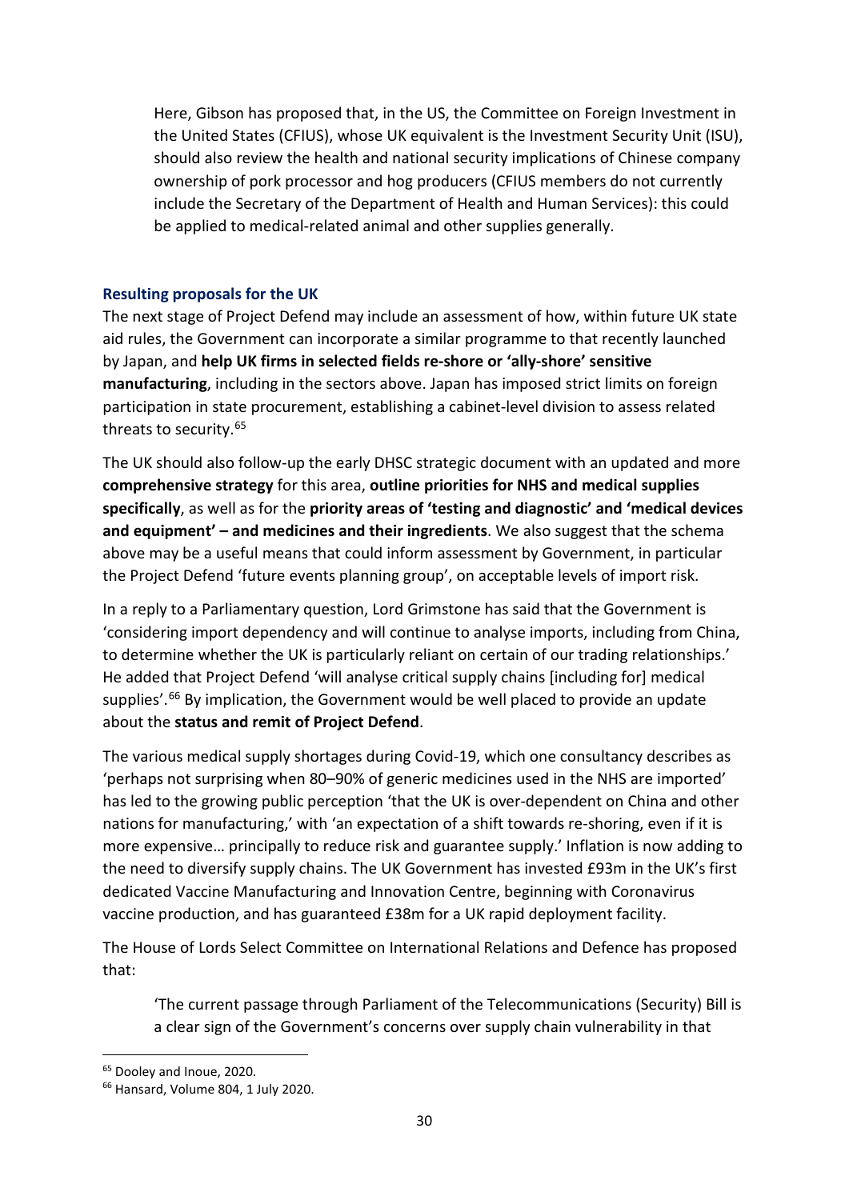Here, Gibson has proposed that, in the US, the Committee on Foreign Investment in the United States (CFIUS), whose UK equivalent is the Investment Security Unit (ISU), should also review the health and national security implications of Chinese company ownership of pork processor and hog producers (CFIUS members do not currently include the Secretary of the Department of Health and Human Services): this could be applied to medical-related animal and other supplies generally.

### Resulting proposals for the UK

The next stage of Project Defend may include an assessment of how, within future UK state aid rules, the Government can incorporate a similar programme to that recently launched by Japan, and **help UK firms in selected fields re-shore or 'ally-shore' sensitive manufacturing**, including in the sectors above. Japan has imposed strict limits on foreign participation in state procurement, establishing a cabinet-level division to assess related threats to security.[65]

The UK should also follow-up the early DHSC strategic document with an updated and more **comprehensive strategy** for this area, **outline priorities for NHS and medical supplies specifically**, as well as for the **priority areas of 'testing and diagnostic' and 'medical devices and equipment' – and medicines and their ingredients**. We also suggest that the schema above may be a useful means that could inform assessment by Government, in particular the Project Defend 'future events planning group', on acceptable levels of import risk.

In a reply to a Parliamentary question, Lord Grimstone has said that the Government is 'considering import dependency and will continue to analyse imports, including from China, to determine whether the UK is particularly reliant on certain of our trading relationships.' He added that Project Defend 'will analyse critical supply chains [including for] medical supplies'.[66] By implication, the Government would be well placed to provide an update about the **status and remit of Project Defend**.

The various medical supply shortages during Covid-19, which one consultancy describes as 'perhaps not surprising when 80–90% of generic medicines used in the NHS are imported' has led to the growing public perception 'that the UK is over-dependent on China and other nations for manufacturing,' with 'an expectation of a shift towards re-shoring, even if it is more expensive… principally to reduce risk and guarantee supply.' Inflation is now adding to the need to diversify supply chains. The UK Government has invested £93m in the UK's first dedicated Vaccine Manufacturing and Innovation Centre, beginning with Coronavirus vaccine production, and has guaranteed £38m for a UK rapid deployment facility.

The House of Lords Select Committee on International Relations and Defence has proposed that:

> 'The current passage through Parliament of the Telecommunications (Security) Bill is a clear sign of the Government's concerns over supply chain vulnerability in that

[65] Dooley and Inoue, 2020.

[66] Hansard, Volume 804, 1 July 2020.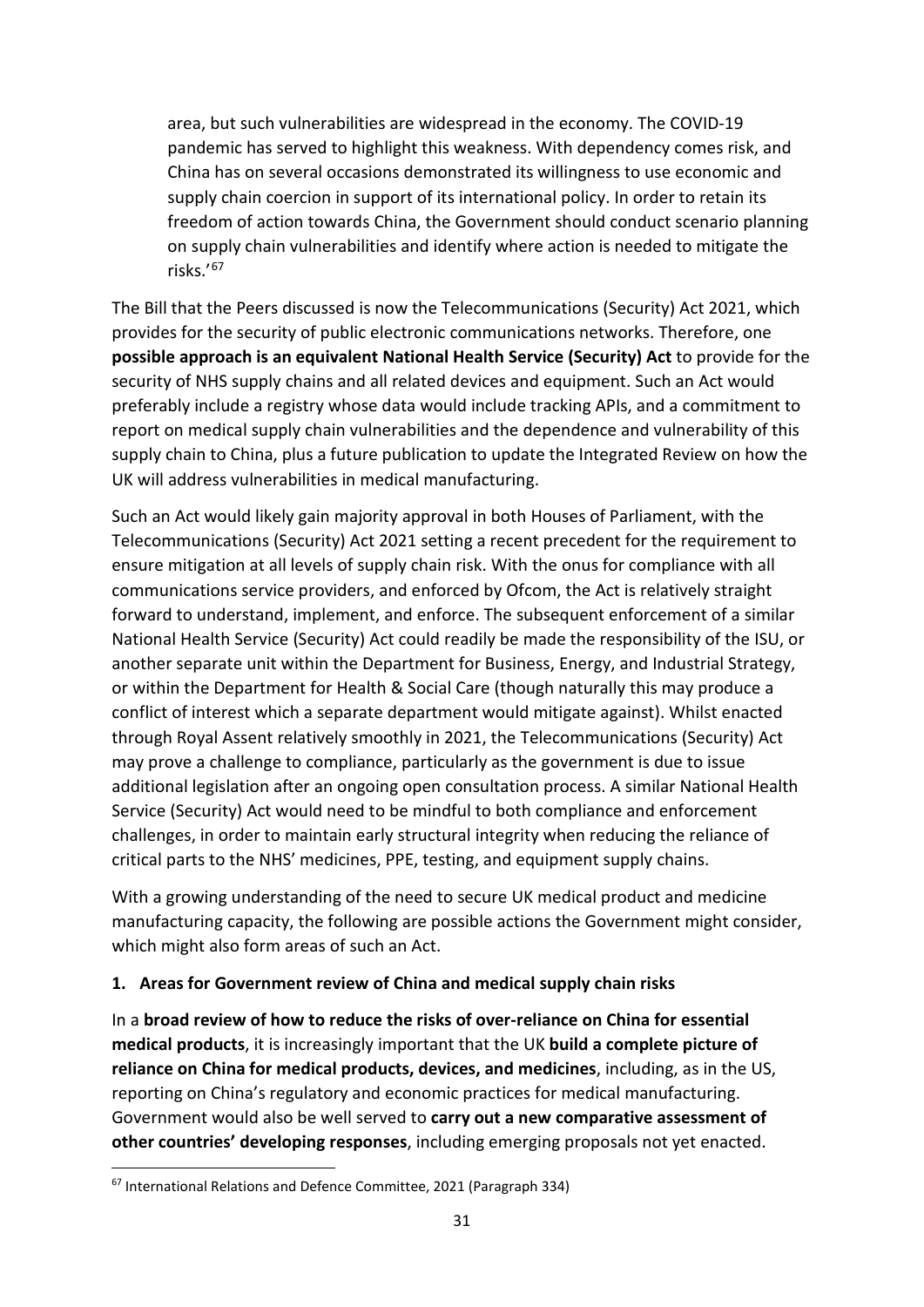area, but such vulnerabilities are widespread in the economy. The COVID-19 pandemic has served to highlight this weakness. With dependency comes risk, and China has on several occasions demonstrated its willingness to use economic and supply chain coercion in support of its international policy. In order to retain its freedom of action towards China, the Government should conduct scenario planning on supply chain vulnerabilities and identify where action is needed to mitigate the risks.'[67]

The Bill that the Peers discussed is now the Telecommunications (Security) Act 2021, which provides for the security of public electronic communications networks. Therefore, one **possible approach is an equivalent National Health Service (Security) Act** to provide for the security of NHS supply chains and all related devices and equipment. Such an Act would preferably include a registry whose data would include tracking APIs, and a commitment to report on medical supply chain vulnerabilities and the dependence and vulnerability of this supply chain to China, plus a future publication to update the Integrated Review on how the UK will address vulnerabilities in medical manufacturing.

Such an Act would likely gain majority approval in both Houses of Parliament, with the Telecommunications (Security) Act 2021 setting a recent precedent for the requirement to ensure mitigation at all levels of supply chain risk. With the onus for compliance with all communications service providers, and enforced by Ofcom, the Act is relatively straight forward to understand, implement, and enforce. The subsequent enforcement of a similar National Health Service (Security) Act could readily be made the responsibility of the ISU, or another separate unit within the Department for Business, Energy, and Industrial Strategy, or within the Department for Health & Social Care (though naturally this may produce a conflict of interest which a separate department would mitigate against). Whilst enacted through Royal Assent relatively smoothly in 2021, the Telecommunications (Security) Act may prove a challenge to compliance, particularly as the government is due to issue additional legislation after an ongoing open consultation process. A similar National Health Service (Security) Act would need to be mindful to both compliance and enforcement challenges, in order to maintain early structural integrity when reducing the reliance of critical parts to the NHS' medicines, PPE, testing, and equipment supply chains.

With a growing understanding of the need to secure UK medical product and medicine manufacturing capacity, the following are possible actions the Government might consider, which might also form areas of such an Act.

**1. Areas for Government review of China and medical supply chain risks**

In a **broad review of how to reduce the risks of over-reliance on China for essential medical products**, it is increasingly important that the UK **build a complete picture of reliance on China for medical products, devices, and medicines**, including, as in the US, reporting on China's regulatory and economic practices for medical manufacturing. Government would also be well served to **carry out a new comparative assessment of other countries' developing responses**, including emerging proposals not yet enacted.

---

[67] International Relations and Defence Committee, 2021 (Paragraph 334)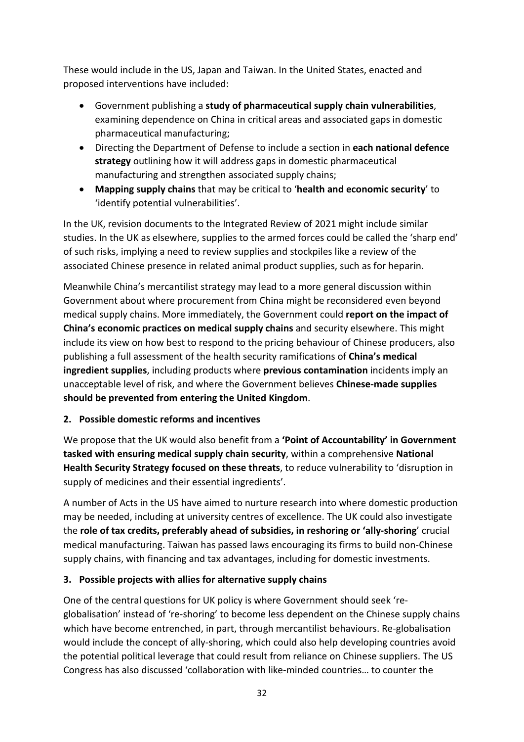These would include in the US, Japan and Taiwan. In the United States, enacted and proposed interventions have included:

- Government publishing a **study of pharmaceutical supply chain vulnerabilities**, examining dependence on China in critical areas and associated gaps in domestic pharmaceutical manufacturing;
- Directing the Department of Defense to include a section in **each national defence strategy** outlining how it will address gaps in domestic pharmaceutical manufacturing and strengthen associated supply chains;
- **Mapping supply chains** that may be critical to '**health and economic security**' to 'identify potential vulnerabilities'.

In the UK, revision documents to the Integrated Review of 2021 might include similar studies. In the UK as elsewhere, supplies to the armed forces could be called the 'sharp end' of such risks, implying a need to review supplies and stockpiles like a review of the associated Chinese presence in related animal product supplies, such as for heparin.

Meanwhile China's mercantilist strategy may lead to a more general discussion within Government about where procurement from China might be reconsidered even beyond medical supply chains. More immediately, the Government could **report on the impact of China's economic practices on medical supply chains** and security elsewhere. This might include its view on how best to respond to the pricing behaviour of Chinese producers, also publishing a full assessment of the health security ramifications of **China's medical ingredient supplies**, including products where **previous contamination** incidents imply an unacceptable level of risk, and where the Government believes **Chinese-made supplies should be prevented from entering the United Kingdom**.

**2. Possible domestic reforms and incentives**

We propose that the UK would also benefit from a **'Point of Accountability' in Government tasked with ensuring medical supply chain security**, within a comprehensive **National Health Security Strategy focused on these threats**, to reduce vulnerability to 'disruption in supply of medicines and their essential ingredients'.

A number of Acts in the US have aimed to nurture research into where domestic production may be needed, including at university centres of excellence. The UK could also investigate the **role of tax credits, preferably ahead of subsidies, in reshoring or 'ally-shoring'** crucial medical manufacturing. Taiwan has passed laws encouraging its firms to build non-Chinese supply chains, with financing and tax advantages, including for domestic investments.

**3. Possible projects with allies for alternative supply chains**

One of the central questions for UK policy is where Government should seek 're-globalisation' instead of 're-shoring' to become less dependent on the Chinese supply chains which have become entrenched, in part, through mercantilist behaviours. Re-globalisation would include the concept of ally-shoring, which could also help developing countries avoid the potential political leverage that could result from reliance on Chinese suppliers. The US Congress has also discussed 'collaboration with like-minded countries… to counter the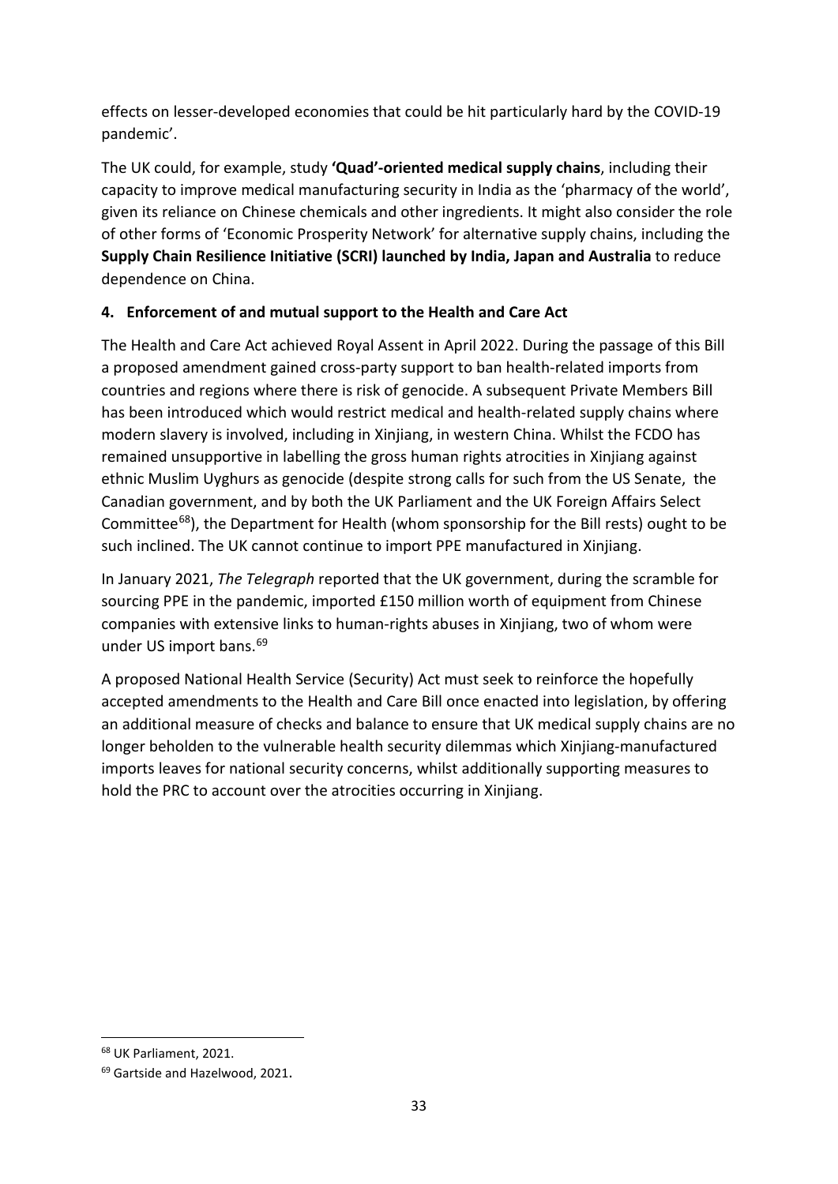effects on lesser-developed economies that could be hit particularly hard by the COVID-19 pandemic'.

The UK could, for example, study **'Quad'-oriented medical supply chains**, including their capacity to improve medical manufacturing security in India as the 'pharmacy of the world', given its reliance on Chinese chemicals and other ingredients. It might also consider the role of other forms of 'Economic Prosperity Network' for alternative supply chains, including the **Supply Chain Resilience Initiative (SCRI) launched by India, Japan and Australia** to reduce dependence on China.

#### 4. Enforcement of and mutual support to the Health and Care Act

The Health and Care Act achieved Royal Assent in April 2022. During the passage of this Bill a proposed amendment gained cross-party support to ban health-related imports from countries and regions where there is risk of genocide. A subsequent Private Members Bill has been introduced which would restrict medical and health-related supply chains where modern slavery is involved, including in Xinjiang, in western China. Whilst the FCDO has remained unsupportive in labelling the gross human rights atrocities in Xinjiang against ethnic Muslim Uyghurs as genocide (despite strong calls for such from the US Senate, the Canadian government, and by both the UK Parliament and the UK Foreign Affairs Select Committee[68]), the Department for Health (whom sponsorship for the Bill rests) ought to be such inclined. The UK cannot continue to import PPE manufactured in Xinjiang.

In January 2021, *The Telegraph* reported that the UK government, during the scramble for sourcing PPE in the pandemic, imported £150 million worth of equipment from Chinese companies with extensive links to human-rights abuses in Xinjiang, two of whom were under US import bans.[69]

A proposed National Health Service (Security) Act must seek to reinforce the hopefully accepted amendments to the Health and Care Bill once enacted into legislation, by offering an additional measure of checks and balance to ensure that UK medical supply chains are no longer beholden to the vulnerable health security dilemmas which Xinjiang-manufactured imports leaves for national security concerns, whilst additionally supporting measures to hold the PRC to account over the atrocities occurring in Xinjiang.

---

[68] UK Parliament, 2021.

[69] Gartside and Hazelwood, 2021.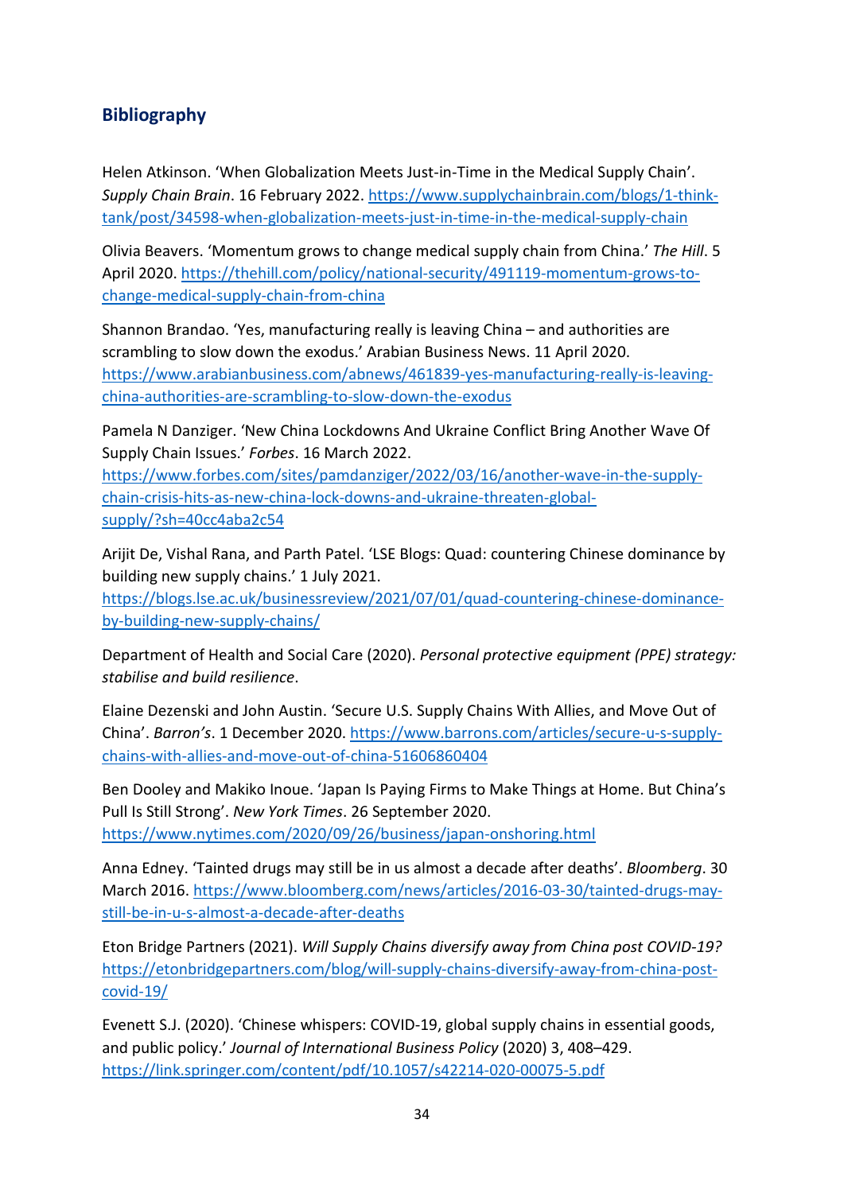## Bibliography

Helen Atkinson. 'When Globalization Meets Just-in-Time in the Medical Supply Chain'. *Supply Chain Brain*. 16 February 2022. https://www.supplychainbrain.com/blogs/1-think-tank/post/34598-when-globalization-meets-just-in-time-in-the-medical-supply-chain

Olivia Beavers. 'Momentum grows to change medical supply chain from China.' *The Hill*. 5 April 2020. https://thehill.com/policy/national-security/491119-momentum-grows-to-change-medical-supply-chain-from-china

Shannon Brandao. 'Yes, manufacturing really is leaving China – and authorities are scrambling to slow down the exodus.' Arabian Business News. 11 April 2020. https://www.arabianbusiness.com/abnews/461839-yes-manufacturing-really-is-leaving-china-authorities-are-scrambling-to-slow-down-the-exodus

Pamela N Danziger. 'New China Lockdowns And Ukraine Conflict Bring Another Wave Of Supply Chain Issues.' *Forbes*. 16 March 2022. https://www.forbes.com/sites/pamdanziger/2022/03/16/another-wave-in-the-supply-chain-crisis-hits-as-new-china-lock-downs-and-ukraine-threaten-global-supply/?sh=40cc4aba2c54

Arijit De, Vishal Rana, and Parth Patel. 'LSE Blogs: Quad: countering Chinese dominance by building new supply chains.' 1 July 2021. https://blogs.lse.ac.uk/businessreview/2021/07/01/quad-countering-chinese-dominance-by-building-new-supply-chains/

Department of Health and Social Care (2020). *Personal protective equipment (PPE) strategy: stabilise and build resilience*.

Elaine Dezenski and John Austin. 'Secure U.S. Supply Chains With Allies, and Move Out of China'. *Barron's*. 1 December 2020. https://www.barrons.com/articles/secure-u-s-supply-chains-with-allies-and-move-out-of-china-51606860404

Ben Dooley and Makiko Inoue. 'Japan Is Paying Firms to Make Things at Home. But China's Pull Is Still Strong'. *New York Times*. 26 September 2020. https://www.nytimes.com/2020/09/26/business/japan-onshoring.html

Anna Edney. 'Tainted drugs may still be in us almost a decade after deaths'. *Bloomberg*. 30 March 2016. https://www.bloomberg.com/news/articles/2016-03-30/tainted-drugs-may-still-be-in-u-s-almost-a-decade-after-deaths

Eton Bridge Partners (2021). *Will Supply Chains diversify away from China post COVID-19?* https://etonbridgepartners.com/blog/will-supply-chains-diversify-away-from-china-post-covid-19/

Evenett S.J. (2020). 'Chinese whispers: COVID-19, global supply chains in essential goods, and public policy.' *Journal of International Business Policy* (2020) 3, 408–429. https://link.springer.com/content/pdf/10.1057/s42214-020-00075-5.pdf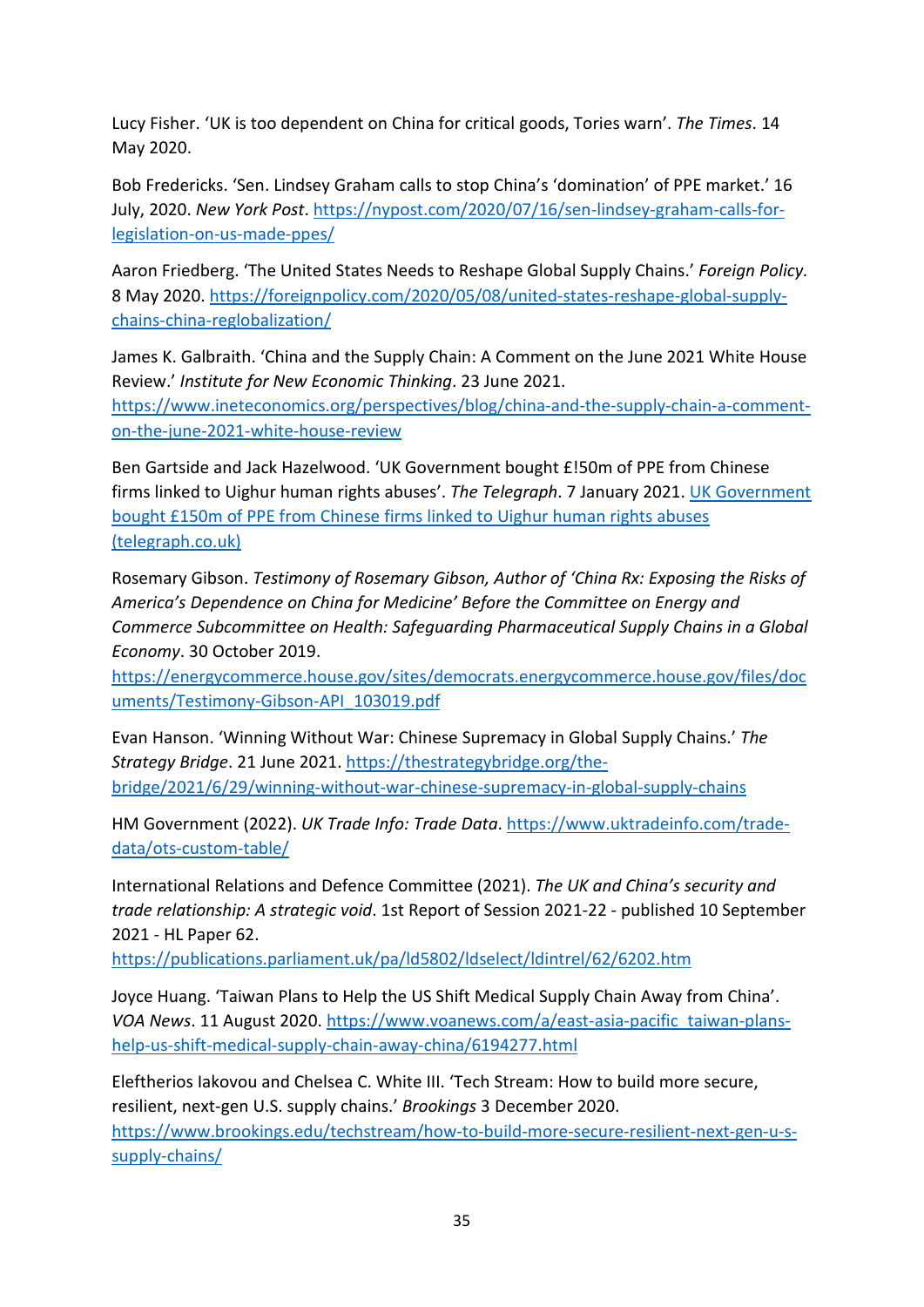Lucy Fisher. 'UK is too dependent on China for critical goods, Tories warn'. *The Times*. 14 May 2020.

Bob Fredericks. 'Sen. Lindsey Graham calls to stop China's 'domination' of PPE market.' 16 July, 2020. *New York Post*. https://nypost.com/2020/07/16/sen-lindsey-graham-calls-for-legislation-on-us-made-ppes/

Aaron Friedberg. 'The United States Needs to Reshape Global Supply Chains.' *Foreign Policy.* 8 May 2020. https://foreignpolicy.com/2020/05/08/united-states-reshape-global-supply-chains-china-reglobalization/

James K. Galbraith. 'China and the Supply Chain: A Comment on the June 2021 White House Review.' *Institute for New Economic Thinking*. 23 June 2021. https://www.ineteconomics.org/perspectives/blog/china-and-the-supply-chain-a-comment-on-the-june-2021-white-house-review

Ben Gartside and Jack Hazelwood. 'UK Government bought £!50m of PPE from Chinese firms linked to Uighur human rights abuses'. *The Telegraph*. 7 January 2021. UK Government bought £150m of PPE from Chinese firms linked to Uighur human rights abuses (telegraph.co.uk)

Rosemary Gibson. *Testimony of Rosemary Gibson, Author of 'China Rx: Exposing the Risks of America's Dependence on China for Medicine' Before the Committee on Energy and Commerce Subcommittee on Health: Safeguarding Pharmaceutical Supply Chains in a Global Economy*. 30 October 2019. https://energycommerce.house.gov/sites/democrats.energycommerce.house.gov/files/documents/Testimony-Gibson-API_103019.pdf

Evan Hanson. 'Winning Without War: Chinese Supremacy in Global Supply Chains.' *The Strategy Bridge*. 21 June 2021. https://thestrategybridge.org/the-bridge/2021/6/29/winning-without-war-chinese-supremacy-in-global-supply-chains

HM Government (2022). *UK Trade Info: Trade Data*. https://www.uktradeinfo.com/trade-data/ots-custom-table/

International Relations and Defence Committee (2021). *The UK and China's security and trade relationship: A strategic void*. 1st Report of Session 2021-22 - published 10 September 2021 - HL Paper 62. https://publications.parliament.uk/pa/ld5802/ldselect/ldintrel/62/6202.htm

Joyce Huang. 'Taiwan Plans to Help the US Shift Medical Supply Chain Away from China'. *VOA News*. 11 August 2020. https://www.voanews.com/a/east-asia-pacific_taiwan-plans-help-us-shift-medical-supply-chain-away-china/6194277.html

Eleftherios Iakovou and Chelsea C. White III. 'Tech Stream: How to build more secure, resilient, next-gen U.S. supply chains.' *Brookings* 3 December 2020. https://www.brookings.edu/techstream/how-to-build-more-secure-resilient-next-gen-u-s-supply-chains/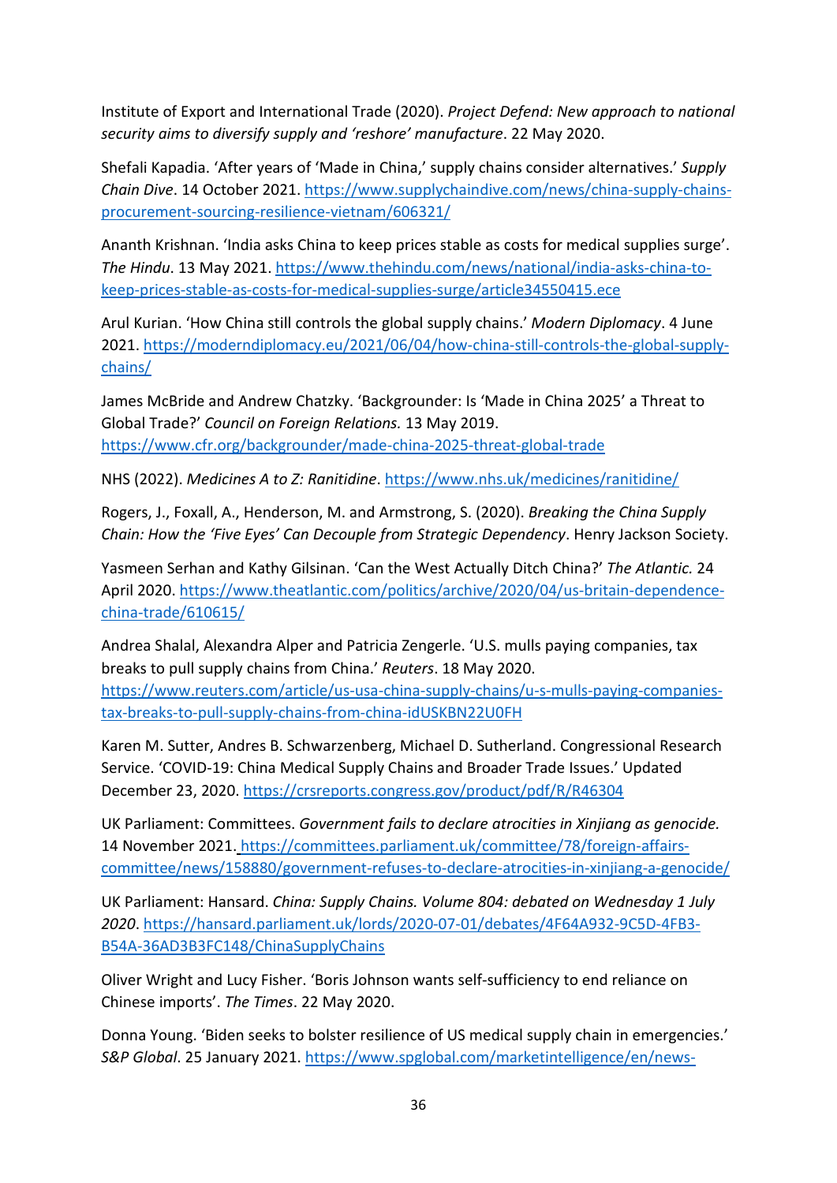Institute of Export and International Trade (2020). *Project Defend: New approach to national security aims to diversify supply and 'reshore' manufacture*. 22 May 2020.

Shefali Kapadia. 'After years of 'Made in China,' supply chains consider alternatives.' *Supply Chain Dive*. 14 October 2021. https://www.supplychaindive.com/news/china-supply-chains-procurement-sourcing-resilience-vietnam/606321/

Ananth Krishnan. 'India asks China to keep prices stable as costs for medical supplies surge'. *The Hindu*. 13 May 2021. https://www.thehindu.com/news/national/india-asks-china-to-keep-prices-stable-as-costs-for-medical-supplies-surge/article34550415.ece

Arul Kurian. 'How China still controls the global supply chains.' *Modern Diplomacy*. 4 June 2021. https://moderndiplomacy.eu/2021/06/04/how-china-still-controls-the-global-supply-chains/

James McBride and Andrew Chatzky. 'Backgrounder: Is 'Made in China 2025' a Threat to Global Trade?' *Council on Foreign Relations.* 13 May 2019. https://www.cfr.org/backgrounder/made-china-2025-threat-global-trade

NHS (2022). *Medicines A to Z: Ranitidine*. https://www.nhs.uk/medicines/ranitidine/

Rogers, J., Foxall, A., Henderson, M. and Armstrong, S. (2020). *Breaking the China Supply Chain: How the 'Five Eyes' Can Decouple from Strategic Dependency*. Henry Jackson Society.

Yasmeen Serhan and Kathy Gilsinan. 'Can the West Actually Ditch China?' *The Atlantic.* 24 April 2020. https://www.theatlantic.com/politics/archive/2020/04/us-britain-dependence-china-trade/610615/

Andrea Shalal, Alexandra Alper and Patricia Zengerle. 'U.S. mulls paying companies, tax breaks to pull supply chains from China.' *Reuters*. 18 May 2020. https://www.reuters.com/article/us-usa-china-supply-chains/u-s-mulls-paying-companies-tax-breaks-to-pull-supply-chains-from-china-idUSKBN22U0FH

Karen M. Sutter, Andres B. Schwarzenberg, Michael D. Sutherland. Congressional Research Service. 'COVID-19: China Medical Supply Chains and Broader Trade Issues.' Updated December 23, 2020. https://crsreports.congress.gov/product/pdf/R/R46304

UK Parliament: Committees. *Government fails to declare atrocities in Xinjiang as genocide.* 14 November 2021. https://committees.parliament.uk/committee/78/foreign-affairs-committee/news/158880/government-refuses-to-declare-atrocities-in-xinjiang-a-genocide/

UK Parliament: Hansard. *China: Supply Chains. Volume 804: debated on Wednesday 1 July 2020*. https://hansard.parliament.uk/lords/2020-07-01/debates/4F64A932-9C5D-4FB3-B54A-36AD3B3FC148/ChinaSupplyChains

Oliver Wright and Lucy Fisher. 'Boris Johnson wants self-sufficiency to end reliance on Chinese imports'. *The Times*. 22 May 2020.

Donna Young. 'Biden seeks to bolster resilience of US medical supply chain in emergencies.' *S&P Global*. 25 January 2021. https://www.spglobal.com/marketintelligence/en/news-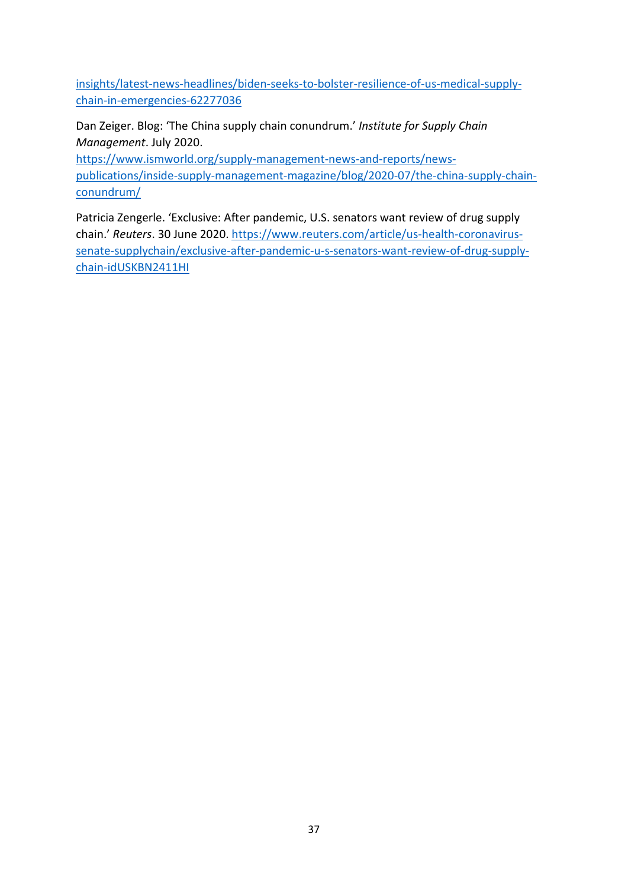insights/latest-news-headlines/biden-seeks-to-bolster-resilience-of-us-medical-supply-chain-in-emergencies-62277036

Dan Zeiger. Blog: 'The China supply chain conundrum.' *Institute for Supply Chain Management*. July 2020. https://www.ismworld.org/supply-management-news-and-reports/news-publications/inside-supply-management-magazine/blog/2020-07/the-china-supply-chain-conundrum/

Patricia Zengerle. 'Exclusive: After pandemic, U.S. senators want review of drug supply chain.' *Reuters*. 30 June 2020. https://www.reuters.com/article/us-health-coronavirus-senate-supplychain/exclusive-after-pandemic-u-s-senators-want-review-of-drug-supply-chain-idUSKBN2411HI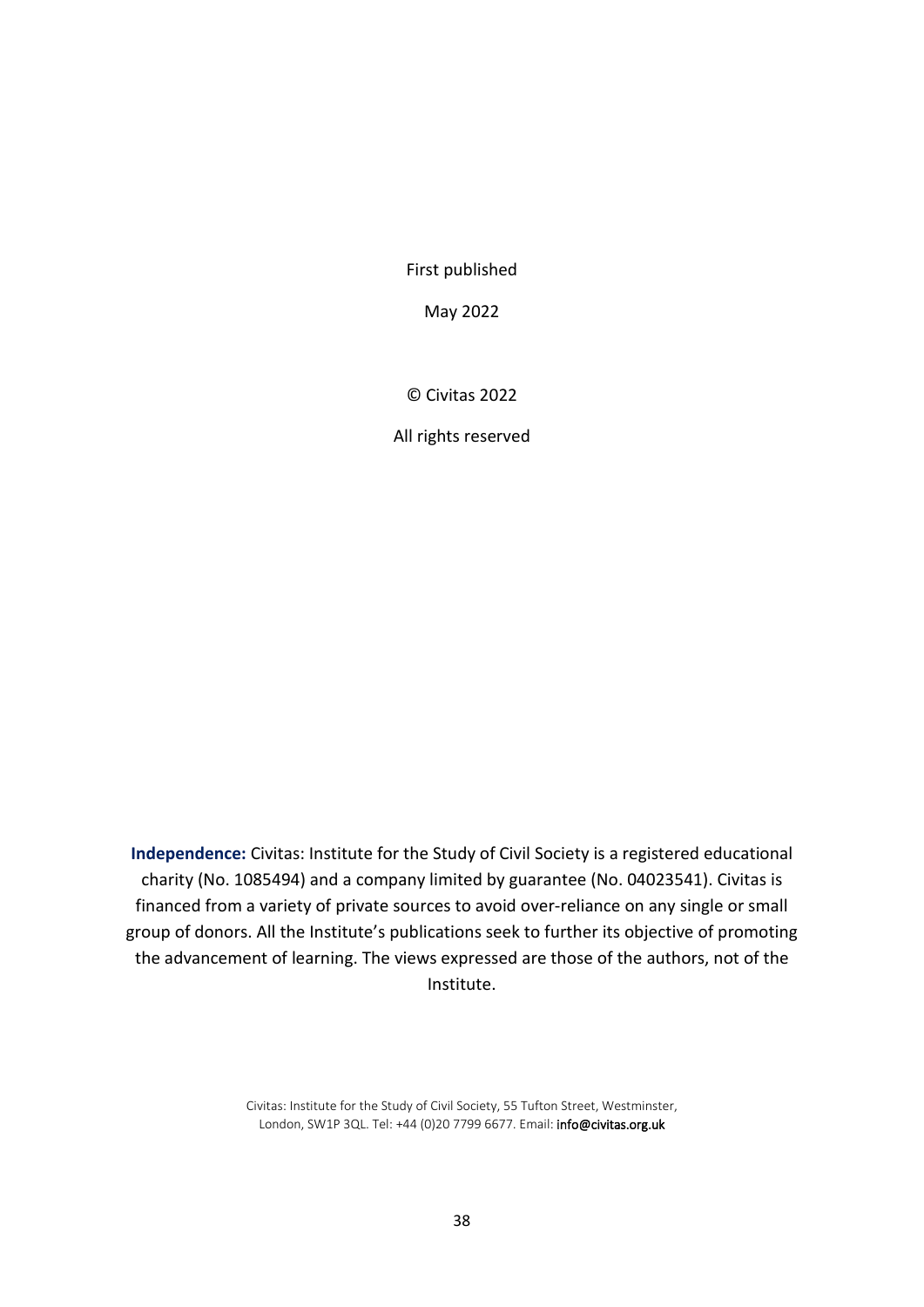First published

May 2022

© Civitas 2022

All rights reserved

**Independence:** Civitas: Institute for the Study of Civil Society is a registered educational charity (No. 1085494) and a company limited by guarantee (No. 04023541). Civitas is financed from a variety of private sources to avoid over-reliance on any single or small group of donors. All the Institute's publications seek to further its objective of promoting the advancement of learning. The views expressed are those of the authors, not of the Institute.

Civitas: Institute for the Study of Civil Society, 55 Tufton Street, Westminster, London, SW1P 3QL. Tel: +44 (0)20 7799 6677. Email: info@civitas.org.uk